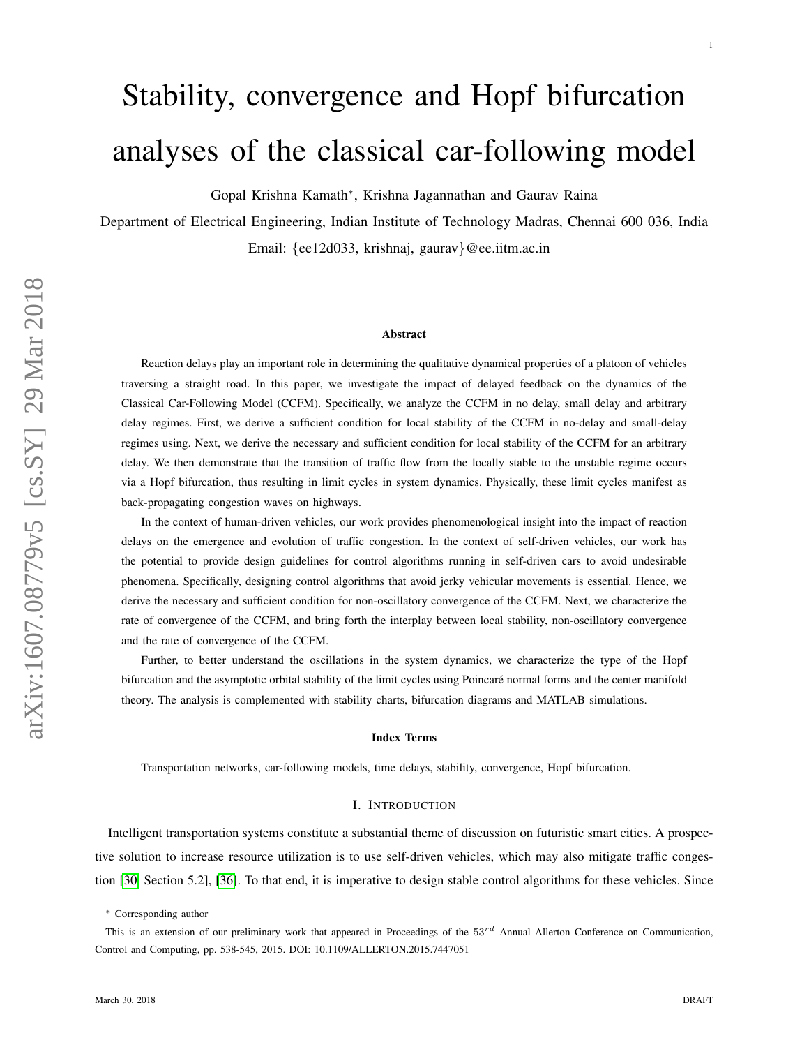# Stability, convergence and Hopf bifurcation analyses of the classical car-following model

Gopal Krishna Kamath*, Krishna Jagannathan and Gaurav Raina

Department of Electrical Engineering, Indian Institute of Technology Madras, Chennai 600 036, India

Email: {ee12d033, krishnaj, gaurav}@ee.iitm.ac.in

### Abstract

Reaction delays play an important role in determining the qualitative dynamical properties of a platoon of vehicles traversing a straight road. In this paper, we investigate the impact of delayed feedback on the dynamics of the Classical Car-Following Model (CCFM). Specifically, we analyze the CCFM in no delay, small delay and arbitrary delay regimes. First, we derive a sufficient condition for local stability of the CCFM in no-delay and small-delay regimes using. Next, we derive the necessary and sufficient condition for local stability of the CCFM for an arbitrary delay. We then demonstrate that the transition of traffic flow from the locally stable to the unstable regime occurs via a Hopf bifurcation, thus resulting in limit cycles in system dynamics. Physically, these limit cycles manifest as back-propagating congestion waves on highways.

In the context of human-driven vehicles, our work provides phenomenological insight into the impact of reaction delays on the emergence and evolution of traffic congestion. In the context of self-driven vehicles, our work has the potential to provide design guidelines for control algorithms running in self-driven cars to avoid undesirable phenomena. Specifically, designing control algorithms that avoid jerky vehicular movements is essential. Hence, we derive the necessary and sufficient condition for non-oscillatory convergence of the CCFM. Next, we characterize the rate of convergence of the CCFM, and bring forth the interplay between local stability, non-oscillatory convergence and the rate of convergence of the CCFM.

Further, to better understand the oscillations in the system dynamics, we characterize the type of the Hopf bifurcation and the asymptotic orbital stability of the limit cycles using Poincaré normal forms and the center manifold theory. The analysis is complemented with stability charts, bifurcation diagrams and MATLAB simulations.

### Index Terms

Transportation networks, car-following models, time delays, stability, convergence, Hopf bifurcation.

## I. Introduction

Intelligent transportation systems constitute a substantial theme of discussion on futuristic smart cities. A prospective solution to increase resource utilization is to use self-driven vehicles, which may also mitigate traffic congestion [30, Section 5.2], [36]. To that end, it is imperative to design stable control algorithms for these vehicles. Since

\* Corresponding author

This is an extension of our preliminary work that appeared in Proceedings of the $53^{rd}$ Annual Allerton Conference on Communication, Control and Computing, pp. 538-545, 2015. DOI: 10.1109/ALLERTON.2015.7447051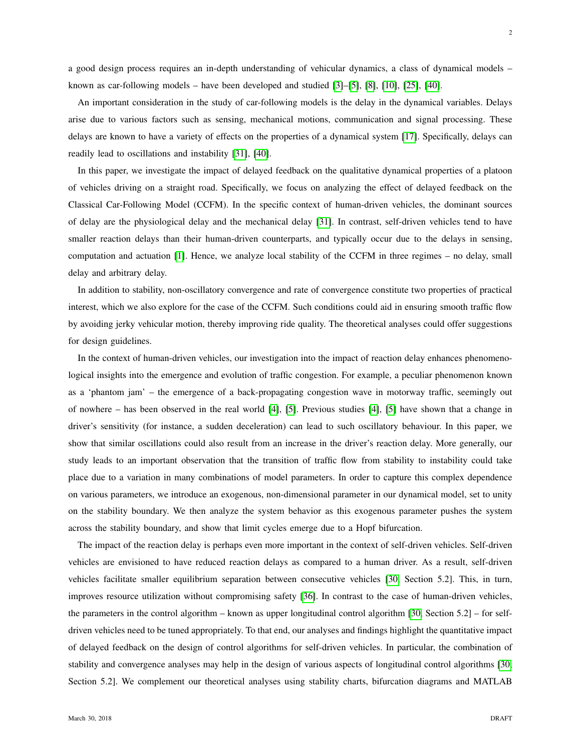a good design process requires an in-depth understanding of vehicular dynamics, a class of dynamical models – known as car-following models – have been developed and studied [3]–[5], [8], [10], [25], [40].

An important consideration in the study of car-following models is the delay in the dynamical variables. Delays arise due to various factors such as sensing, mechanical motions, communication and signal processing. These delays are known to have a variety of effects on the properties of a dynamical system [17]. Specifically, delays can readily lead to oscillations and instability [31], [40].

In this paper, we investigate the impact of delayed feedback on the qualitative dynamical properties of a platoon of vehicles driving on a straight road. Specifically, we focus on analyzing the effect of delayed feedback on the Classical Car-Following Model (CCFM). In the specific context of human-driven vehicles, the dominant sources of delay are the physiological delay and the mechanical delay [31]. In contrast, self-driven vehicles tend to have smaller reaction delays than their human-driven counterparts, and typically occur due to the delays in sensing, computation and actuation [1]. Hence, we analyze local stability of the CCFM in three regimes – no delay, small delay and arbitrary delay.

In addition to stability, non-oscillatory convergence and rate of convergence constitute two properties of practical interest, which we also explore for the case of the CCFM. Such conditions could aid in ensuring smooth traffic flow by avoiding jerky vehicular motion, thereby improving ride quality. The theoretical analyses could offer suggestions for design guidelines.

In the context of human-driven vehicles, our investigation into the impact of reaction delay enhances phenomenological insights into the emergence and evolution of traffic congestion. For example, a peculiar phenomenon known as a 'phantom jam' – the emergence of a back-propagating congestion wave in motorway traffic, seemingly out of nowhere – has been observed in the real world [4], [5]. Previous studies [4], [5] have shown that a change in driver's sensitivity (for instance, a sudden deceleration) can lead to such oscillatory behaviour. In this paper, we show that similar oscillations could also result from an increase in the driver's reaction delay. More generally, our study leads to an important observation that the transition of traffic flow from stability to instability could take place due to a variation in many combinations of model parameters. In order to capture this complex dependence on various parameters, we introduce an exogenous, non-dimensional parameter in our dynamical model, set to unity on the stability boundary. We then analyze the system behavior as this exogenous parameter pushes the system across the stability boundary, and show that limit cycles emerge due to a Hopf bifurcation.

The impact of the reaction delay is perhaps even more important in the context of self-driven vehicles. Self-driven vehicles are envisioned to have reduced reaction delays as compared to a human driver. As a result, self-driven vehicles facilitate smaller equilibrium separation between consecutive vehicles [30, Section 5.2]. This, in turn, improves resource utilization without compromising safety [36]. In contrast to the case of human-driven vehicles, the parameters in the control algorithm – known as upper longitudinal control algorithm [30, Section 5.2] – for self-driven vehicles need to be tuned appropriately. To that end, our analyses and findings highlight the quantitative impact of delayed feedback on the design of control algorithms for self-driven vehicles. In particular, the combination of stability and convergence analyses may help in the design of various aspects of longitudinal control algorithms [30, Section 5.2]. We complement our theoretical analyses using stability charts, bifurcation diagrams and MATLAB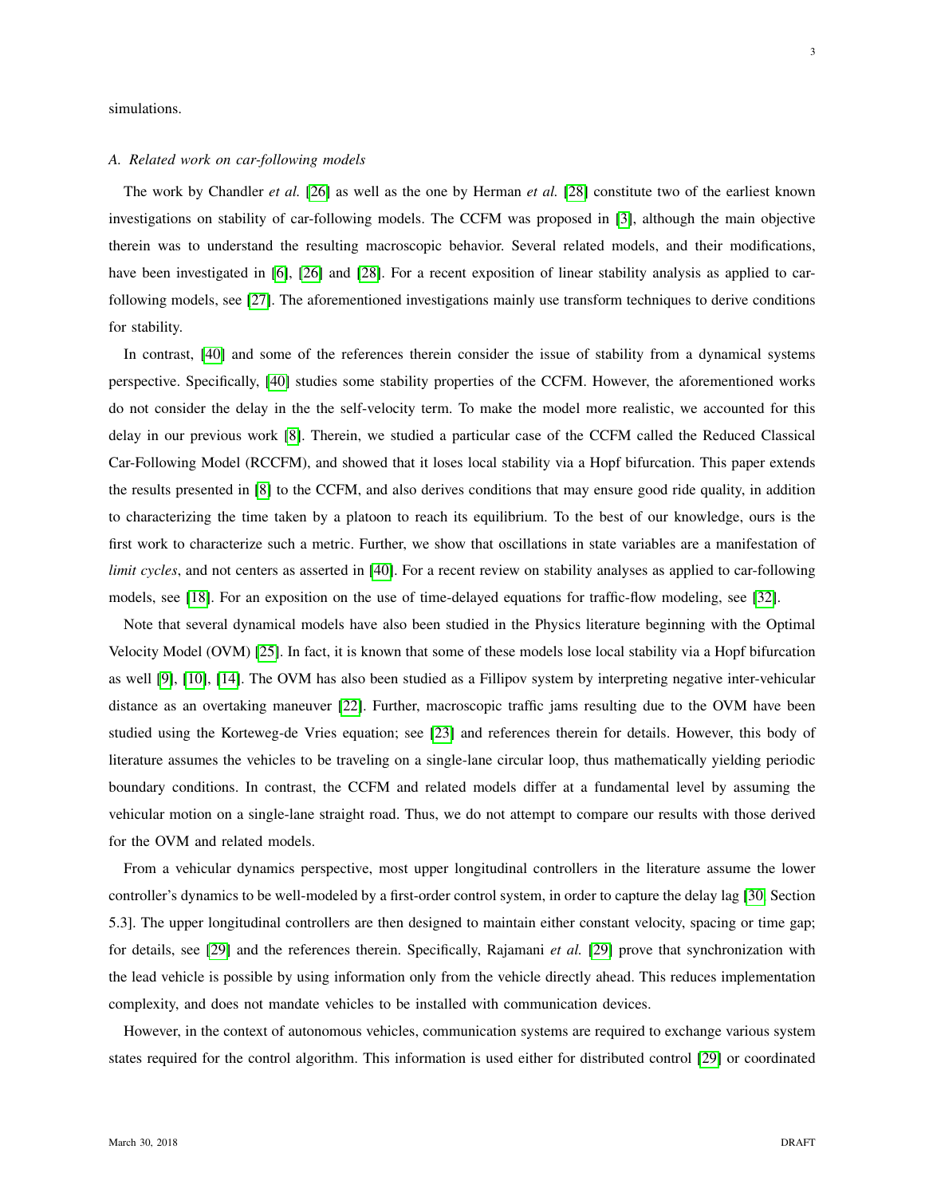simulations.

### A. Related work on car-following models

The work by Chandler *et al.* [26] as well as the one by Herman *et al.* [28] constitute two of the earliest known investigations on stability of car-following models. The CCFM was proposed in [3], although the main objective therein was to understand the resulting macroscopic behavior. Several related models, and their modifications, have been investigated in [6], [26] and [28]. For a recent exposition of linear stability analysis as applied to car-following models, see [27]. The aforementioned investigations mainly use transform techniques to derive conditions for stability.

In contrast, [40] and some of the references therein consider the issue of stability from a dynamical systems perspective. Specifically, [40] studies some stability properties of the CCFM. However, the aforementioned works do not consider the delay in the the self-velocity term. To make the model more realistic, we accounted for this delay in our previous work [8]. Therein, we studied a particular case of the CCFM called the Reduced Classical Car-Following Model (RCCFM), and showed that it loses local stability via a Hopf bifurcation. This paper extends the results presented in [8] to the CCFM, and also derives conditions that may ensure good ride quality, in addition to characterizing the time taken by a platoon to reach its equilibrium. To the best of our knowledge, ours is the first work to characterize such a metric. Further, we show that oscillations in state variables are a manifestation of *limit cycles*, and not centers as asserted in [40]. For a recent review on stability analyses as applied to car-following models, see [18]. For an exposition on the use of time-delayed equations for traffic-flow modeling, see [32].

Note that several dynamical models have also been studied in the Physics literature beginning with the Optimal Velocity Model (OVM) [25]. In fact, it is known that some of these models lose local stability via a Hopf bifurcation as well [9], [10], [14]. The OVM has also been studied as a Fillipov system by interpreting negative inter-vehicular distance as an overtaking maneuver [22]. Further, macroscopic traffic jams resulting due to the OVM have been studied using the Korteweg-de Vries equation; see [23] and references therein for details. However, this body of literature assumes the vehicles to be traveling on a single-lane circular loop, thus mathematically yielding periodic boundary conditions. In contrast, the CCFM and related models differ at a fundamental level by assuming the vehicular motion on a single-lane straight road. Thus, we do not attempt to compare our results with those derived for the OVM and related models.

From a vehicular dynamics perspective, most upper longitudinal controllers in the literature assume the lower controller's dynamics to be well-modeled by a first-order control system, in order to capture the delay lag [30, Section 5.3]. The upper longitudinal controllers are then designed to maintain either constant velocity, spacing or time gap; for details, see [29] and the references therein. Specifically, Rajamani *et al.* [29] prove that synchronization with the lead vehicle is possible by using information only from the vehicle directly ahead. This reduces implementation complexity, and does not mandate vehicles to be installed with communication devices.

However, in the context of autonomous vehicles, communication systems are required to exchange various system states required for the control algorithm. This information is used either for distributed control [29] or coordinated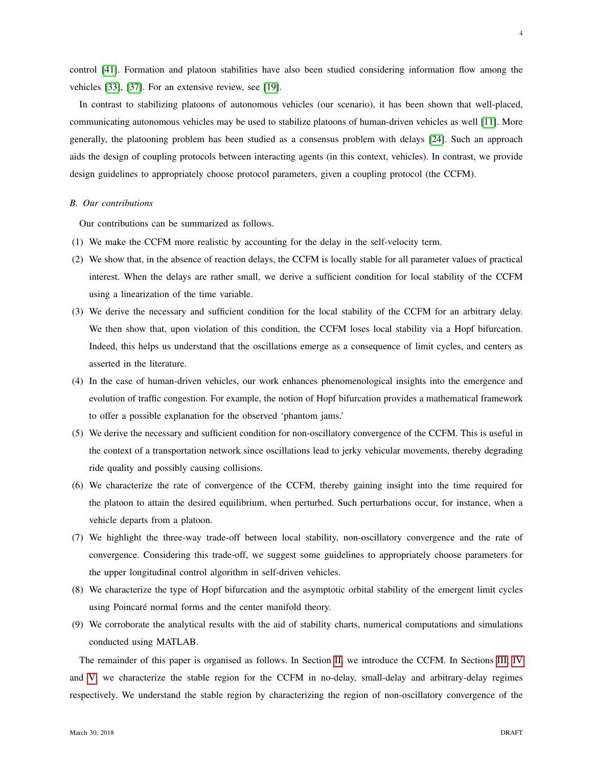control [41]. Formation and platoon stabilities have also been studied considering information flow among the vehicles [33], [37]. For an extensive review, see [19].

In contrast to stabilizing platoons of autonomous vehicles (our scenario), it has been shown that well-placed, communicating autonomous vehicles may be used to stabilize platoons of human-driven vehicles as well [11]. More generally, the platooning problem has been studied as a consensus problem with delays [24]. Such an approach aids the design of coupling protocols between interacting agents (in this context, vehicles). In contrast, we provide design guidelines to appropriately choose protocol parameters, given a coupling protocol (the CCFM).

### *B. Our contributions*

Our contributions can be summarized as follows.

(1) We make the CCFM more realistic by accounting for the delay in the self-velocity term.

(2) We show that, in the absence of reaction delays, the CCFM is locally stable for all parameter values of practical interest. When the delays are rather small, we derive a sufficient condition for local stability of the CCFM using a linearization of the time variable.

(3) We derive the necessary and sufficient condition for the local stability of the CCFM for an arbitrary delay. We then show that, upon violation of this condition, the CCFM loses local stability via a Hopf bifurcation. Indeed, this helps us understand that the oscillations emerge as a consequence of limit cycles, and centers as asserted in the literature.

(4) In the case of human-driven vehicles, our work enhances phenomenological insights into the emergence and evolution of traffic congestion. For example, the notion of Hopf bifurcation provides a mathematical framework to offer a possible explanation for the observed 'phantom jams.'

(5) We derive the necessary and sufficient condition for non-oscillatory convergence of the CCFM. This is useful in the context of a transportation network since oscillations lead to jerky vehicular movements, thereby degrading ride quality and possibly causing collisions.

(6) We characterize the rate of convergence of the CCFM, thereby gaining insight into the time required for the platoon to attain the desired equilibrium, when perturbed. Such perturbations occur, for instance, when a vehicle departs from a platoon.

(7) We highlight the three-way trade-off between local stability, non-oscillatory convergence and the rate of convergence. Considering this trade-off, we suggest some guidelines to appropriately choose parameters for the upper longitudinal control algorithm in self-driven vehicles.

(8) We characterize the type of Hopf bifurcation and the asymptotic orbital stability of the emergent limit cycles using Poincaré normal forms and the center manifold theory.

(9) We corroborate the analytical results with the aid of stability charts, numerical computations and simulations conducted using MATLAB.

The remainder of this paper is organised as follows. In Section II, we introduce the CCFM. In Sections III, IV and V, we characterize the stable region for the CCFM in no-delay, small-delay and arbitrary-delay regimes respectively. We understand the stable region by characterizing the region of non-oscillatory convergence of the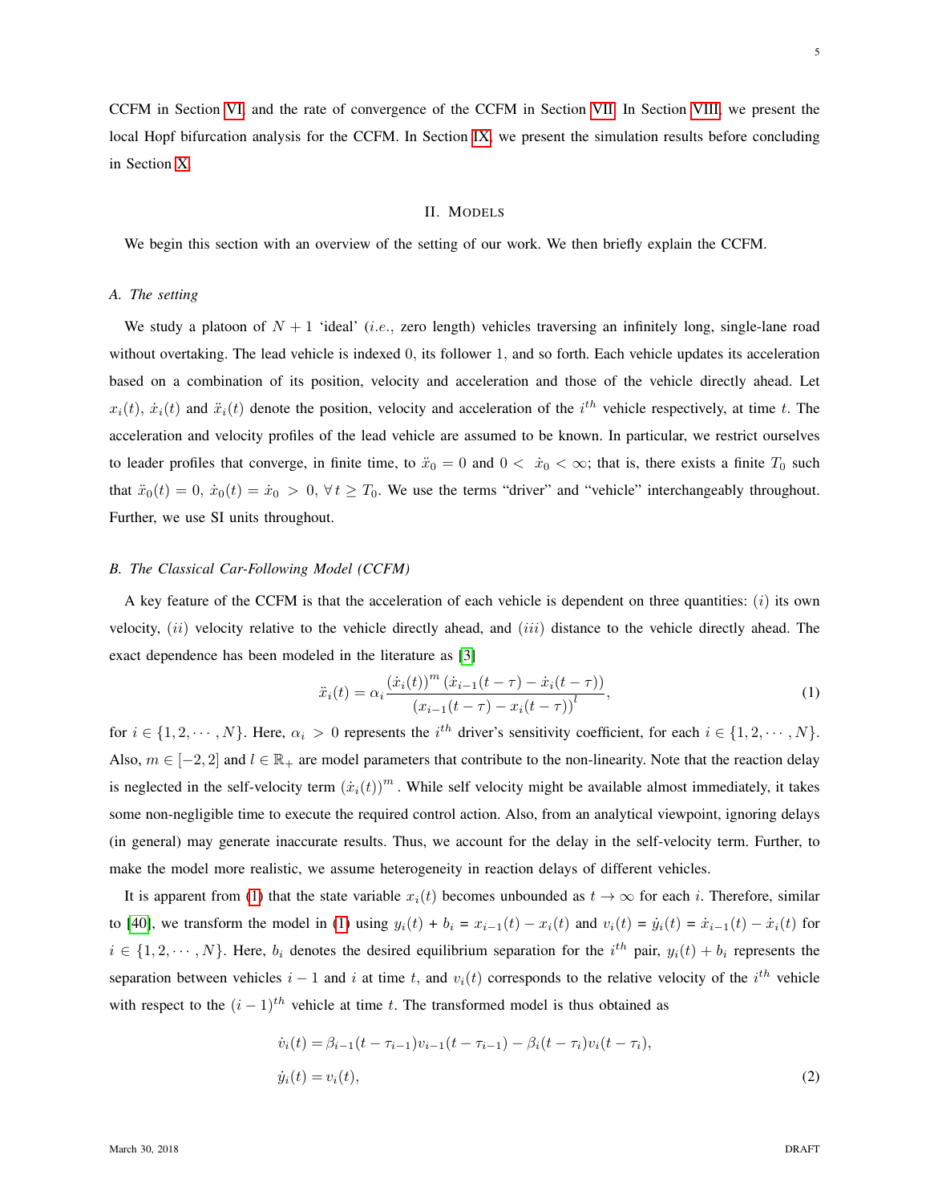CCFM in Section VI, and the rate of convergence of the CCFM in Section VII. In Section VIII, we present the local Hopf bifurcation analysis for the CCFM. In Section IX, we present the simulation results before concluding in Section X.

## II. Models

We begin this section with an overview of the setting of our work. We then briefly explain the CCFM.

### A. The setting

We study a platoon of $N+1$ 'ideal' (*i.e.*, zero length) vehicles traversing an infinitely long, single-lane road without overtaking. The lead vehicle is indexed $0$, its follower $1$, and so forth. Each vehicle updates its acceleration based on a combination of its position, velocity and acceleration and those of the vehicle directly ahead. Let $x_i(t)$, $\dot{x}_i(t)$ and $\ddot{x}_i(t)$ denote the position, velocity and acceleration of the $i^{th}$ vehicle respectively, at time $t$. The acceleration and velocity profiles of the lead vehicle are assumed to be known. In particular, we restrict ourselves to leader profiles that converge, in finite time, to $\ddot{x}_0 = 0$ and $0 < \dot{x}_0 < \infty$; that is, there exists a finite $T_0$ such that $\ddot{x}_0(t) = 0$, $\dot{x}_0(t) = \dot{x}_0 > 0$, $\forall\, t \geq T_0$. We use the terms "driver" and "vehicle" interchangeably throughout. Further, we use SI units throughout.

### B. The Classical Car-Following Model (CCFM)

A key feature of the CCFM is that the acceleration of each vehicle is dependent on three quantities: $(i)$ its own velocity, $(ii)$ velocity relative to the vehicle directly ahead, and $(iii)$ distance to the vehicle directly ahead. The exact dependence has been modeled in the literature as [3]

$$\ddot{x}_i(t) = \alpha_i \frac{(\dot{x}_i(t))^m \left(\dot{x}_{i-1}(t-\tau) - \dot{x}_i(t-\tau)\right)}{\left(x_{i-1}(t-\tau) - x_i(t-\tau)\right)^l}, \tag{1}$$

for $i \in \{1, 2, \cdots, N\}$. Here, $\alpha_i > 0$ represents the $i^{th}$ driver's sensitivity coefficient, for each $i \in \{1, 2, \cdots, N\}$. Also, $m \in [-2, 2]$ and $l \in \mathbb{R}_+$ are model parameters that contribute to the non-linearity. Note that the reaction delay is neglected in the self-velocity term $(\dot{x}_i(t))^m$. While self velocity might be available almost immediately, it takes some non-negligible time to execute the required control action. Also, from an analytical viewpoint, ignoring delays (in general) may generate inaccurate results. Thus, we account for the delay in the self-velocity term. Further, to make the model more realistic, we assume heterogeneity in reaction delays of different vehicles.

It is apparent from (1) that the state variable $x_i(t)$ becomes unbounded as $t \to \infty$ for each $i$. Therefore, similar to [40], we transform the model in (1) using $y_i(t) + b_i = x_{i-1}(t) - x_i(t)$ and $v_i(t) = \dot{y}_i(t) = \dot{x}_{i-1}(t) - \dot{x}_i(t)$ for $i \in \{1, 2, \cdots, N\}$. Here, $b_i$ denotes the desired equilibrium separation for the $i^{th}$ pair, $y_i(t) + b_i$ represents the separation between vehicles $i-1$ and $i$ at time $t$, and $v_i(t)$ corresponds to the relative velocity of the $i^{th}$ vehicle with respect to the $(i-1)^{th}$ vehicle at time $t$. The transformed model is thus obtained as

$$\begin{aligned}
\dot{v}_i(t) &= \beta_{i-1}(t-\tau_{i-1})v_{i-1}(t-\tau_{i-1}) - \beta_i(t-\tau_i)v_i(t-\tau_i), \\
\dot{y}_i(t) &= v_i(t),
\end{aligned} \tag{2}$$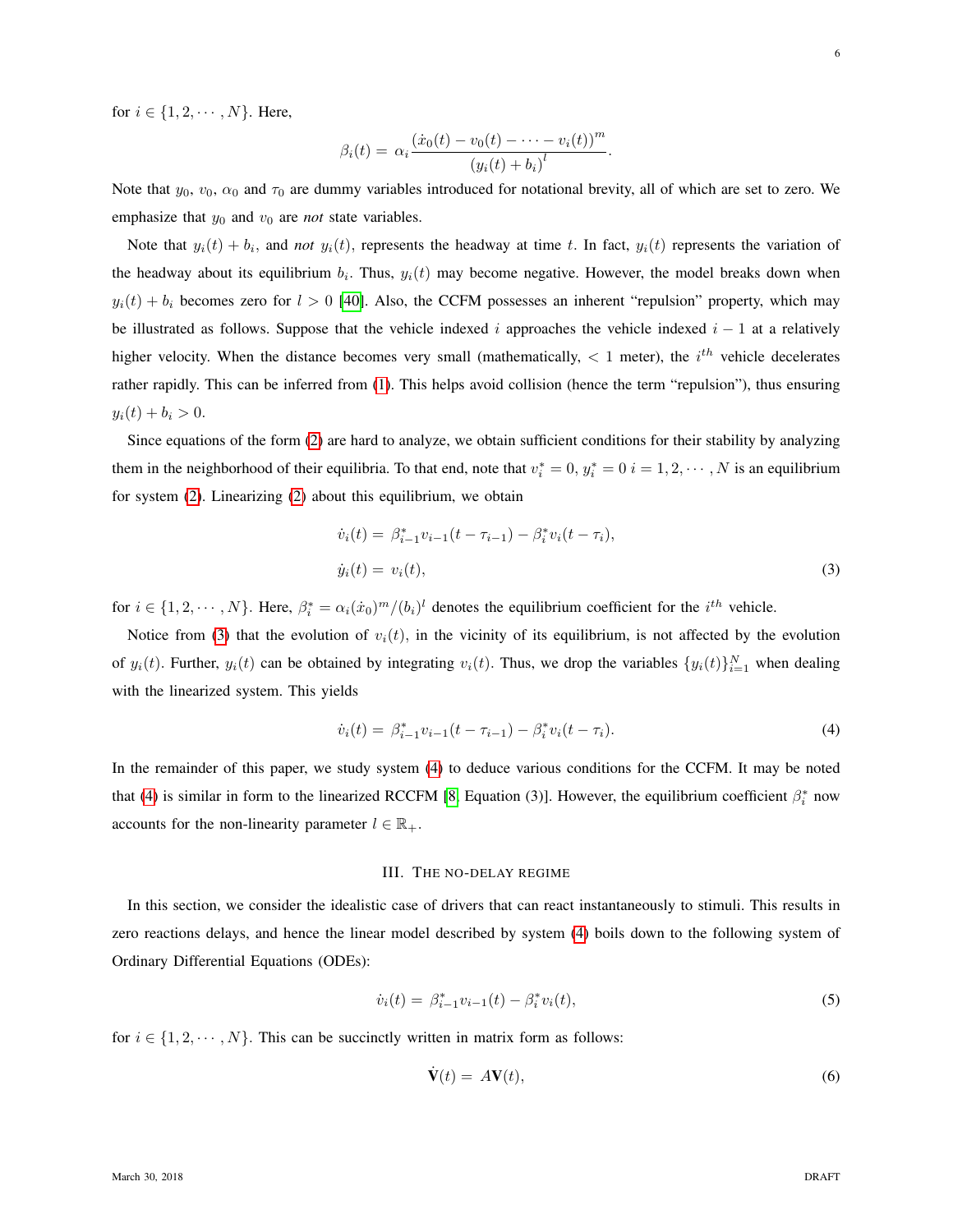for $i \in \{1, 2, \cdots, N\}$. Here,

$$\beta_i(t) = \alpha_i \frac{(\dot{x}_0(t) - v_0(t) - \cdots - v_i(t))^m}{(y_i(t) + b_i)^l}.$$

Note that $y_0$, $v_0$, $\alpha_0$ and $\tau_0$ are dummy variables introduced for notational brevity, all of which are set to zero. We emphasize that $y_0$ and $v_0$ are *not* state variables.

Note that $y_i(t) + b_i$, and *not* $y_i(t)$, represents the headway at time $t$. In fact, $y_i(t)$ represents the variation of the headway about its equilibrium $b_i$. Thus, $y_i(t)$ may become negative. However, the model breaks down when $y_i(t) + b_i$ becomes zero for $l > 0$ [40]. Also, the CCFM possesses an inherent "repulsion" property, which may be illustrated as follows. Suppose that the vehicle indexed $i$ approaches the vehicle indexed $i-1$ at a relatively higher velocity. When the distance becomes very small (mathematically, $< 1$ meter), the $i^{th}$ vehicle decelerates rather rapidly. This can be inferred from (1). This helps avoid collision (hence the term "repulsion"), thus ensuring $y_i(t) + b_i > 0$.

Since equations of the form (2) are hard to analyze, we obtain sufficient conditions for their stability by analyzing them in the neighborhood of their equilibria. To that end, note that $v_i^* = 0$, $y_i^* = 0$ $i = 1, 2, \cdots, N$ is an equilibrium for system (2). Linearizing (2) about this equilibrium, we obtain

$$\begin{aligned}
\dot{v}_i(t) &= \beta_{i-1}^* v_{i-1}(t - \tau_{i-1}) - \beta_i^* v_i(t - \tau_i), \\
\dot{y}_i(t) &= v_i(t),
\end{aligned} \tag{3}$$

for $i \in \{1, 2, \cdots, N\}$. Here, $\beta_i^* = \alpha_i(\dot{x}_0)^m/(b_i)^l$ denotes the equilibrium coefficient for the $i^{th}$ vehicle.

Notice from (3) that the evolution of $v_i(t)$, in the vicinity of its equilibrium, is not affected by the evolution of $y_i(t)$. Further, $y_i(t)$ can be obtained by integrating $v_i(t)$. Thus, we drop the variables $\{y_i(t)\}_{i=1}^N$ when dealing with the linearized system. This yields

$$\dot{v}_i(t) = \beta_{i-1}^* v_{i-1}(t - \tau_{i-1}) - \beta_i^* v_i(t - \tau_i). \tag{4}$$

In the remainder of this paper, we study system (4) to deduce various conditions for the CCFM. It may be noted that (4) is similar in form to the linearized RCCFM [8, Equation (3)]. However, the equilibrium coefficient $\beta_i^*$ now accounts for the non-linearity parameter $l \in \mathbb{R}_+$.

## III. The No-Delay Regime

In this section, we consider the idealistic case of drivers that can react instantaneously to stimuli. This results in zero reactions delays, and hence the linear model described by system (4) boils down to the following system of Ordinary Differential Equations (ODEs):

$$\dot{v}_i(t) = \beta_{i-1}^* v_{i-1}(t) - \beta_i^* v_i(t), \tag{5}$$

for $i \in \{1, 2, \cdots, N\}$. This can be succinctly written in matrix form as follows:

$$\dot{\mathbf{V}}(t) = A\mathbf{V}(t), \tag{6}$$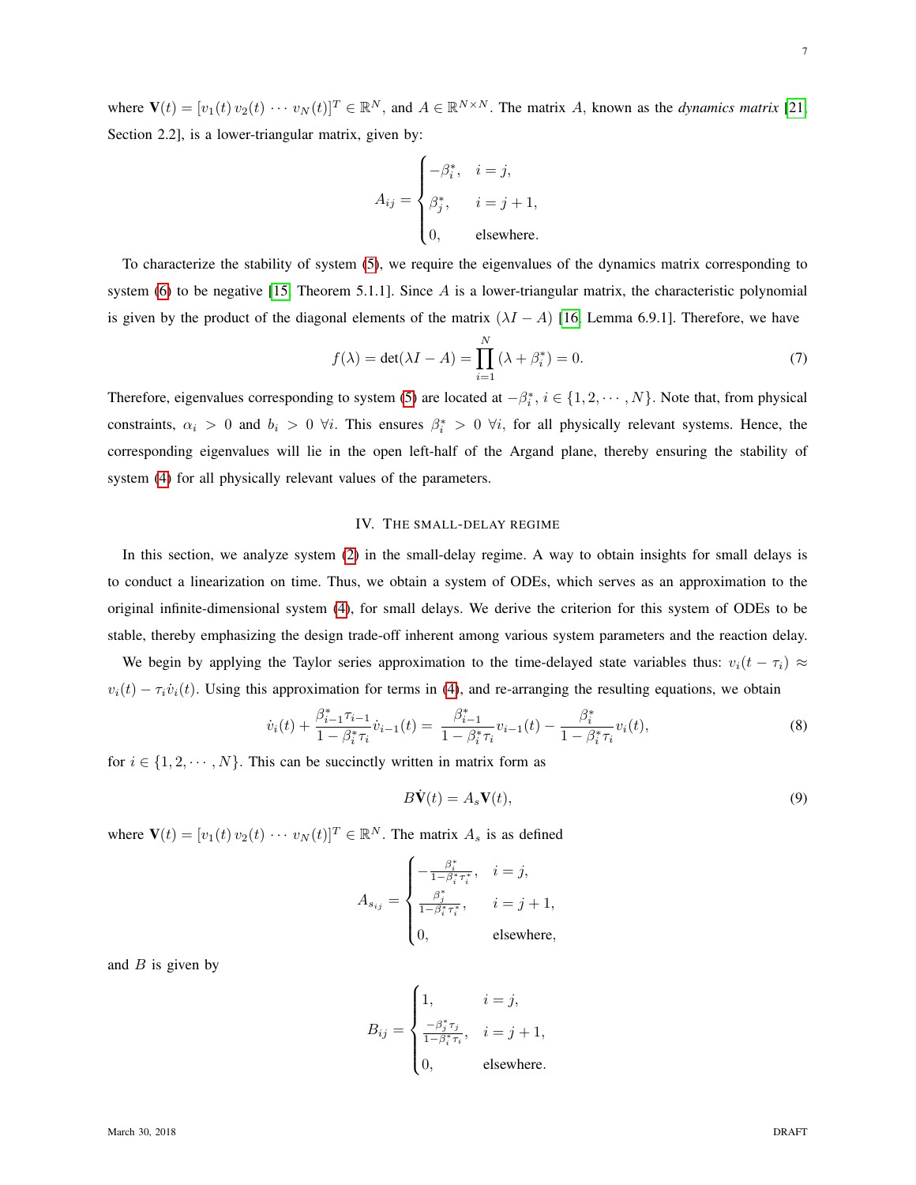where $\mathbf{V}(t) = [v_1(t)\, v_2(t)\, \cdots\, v_N(t)]^T \in \mathbb{R}^N$, and $A \in \mathbb{R}^{N\times N}$. The matrix $A$, known as the *dynamics matrix* [21, Section 2.2], is a lower-triangular matrix, given by:

$$A_{ij} = \begin{cases} -\beta_i^*, & i = j, \\ \beta_j^*, & i = j+1, \\ 0, & \text{elsewhere.} \end{cases}$$

To characterize the stability of system (5), we require the eigenvalues of the dynamics matrix corresponding to system (6) to be negative [15, Theorem 5.1.1]. Since $A$ is a lower-triangular matrix, the characteristic polynomial is given by the product of the diagonal elements of the matrix $(\lambda I - A)$ [16, Lemma 6.9.1]. Therefore, we have

$$f(\lambda) = \det(\lambda I - A) = \prod_{i=1}^{N} (\lambda + \beta_i^*) = 0. \tag{7}$$

Therefore, eigenvalues corresponding to system (5) are located at $-\beta_i^*$, $i \in \{1, 2, \cdots, N\}$. Note that, from physical constraints, $\alpha_i > 0$ and $b_i > 0$ $\forall i$. This ensures $\beta_i^* > 0$ $\forall i$, for all physically relevant systems. Hence, the corresponding eigenvalues will lie in the open left-half of the Argand plane, thereby ensuring the stability of system (4) for all physically relevant values of the parameters.

## IV. The small-delay regime

In this section, we analyze system (2) in the small-delay regime. A way to obtain insights for small delays is to conduct a linearization on time. Thus, we obtain a system of ODEs, which serves as an approximation to the original infinite-dimensional system (4), for small delays. We derive the criterion for this system of ODEs to be stable, thereby emphasizing the design trade-off inherent among various system parameters and the reaction delay.

We begin by applying the Taylor series approximation to the time-delayed state variables thus: $v_i(t - \tau_i) \approx v_i(t) - \tau_i \dot{v}_i(t)$. Using this approximation for terms in (4), and re-arranging the resulting equations, we obtain

$$\dot{v}_i(t) + \frac{\beta_{i-1}^* \tau_{i-1}}{1 - \beta_i^* \tau_i} \dot{v}_{i-1}(t) = \frac{\beta_{i-1}^*}{1 - \beta_i^* \tau_i} v_{i-1}(t) - \frac{\beta_i^*}{1 - \beta_i^* \tau_i} v_i(t), \tag{8}$$

for $i \in \{1, 2, \cdots, N\}$. This can be succinctly written in matrix form as

$$B\dot{\mathbf{V}}(t) = A_s \mathbf{V}(t), \tag{9}$$

where $\mathbf{V}(t) = [v_1(t)\, v_2(t)\, \cdots\, v_N(t)]^T \in \mathbb{R}^N$. The matrix $A_s$ is as defined

$$A_{s_{ij}} = \begin{cases} -\frac{\beta_i^*}{1 - \beta_i^* \tau_i^*}, & i = j, \\ \frac{\beta_j^*}{1 - \beta_i^* \tau_i^*}, & i = j+1, \\ 0, & \text{elsewhere,} \end{cases}$$

and $B$ is given by

$$B_{ij} = \begin{cases} 1, & i = j, \\ \frac{-\beta_j^* \tau_j}{1 - \beta_i^* \tau_i}, & i = j+1, \\ 0, & \text{elsewhere.} \end{cases}$$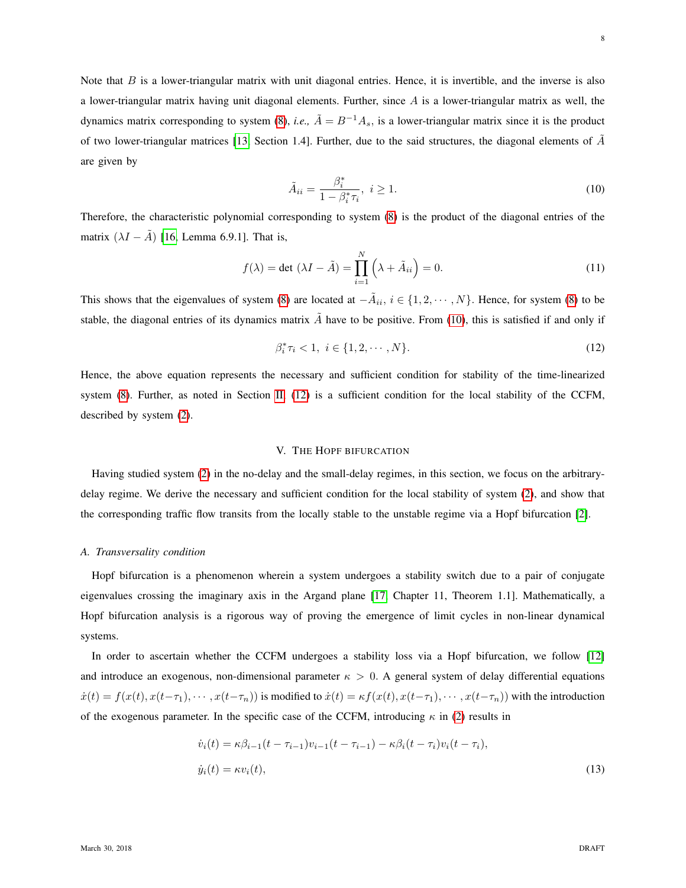Note that $B$ is a lower-triangular matrix with unit diagonal entries. Hence, it is invertible, and the inverse is also a lower-triangular matrix having unit diagonal elements. Further, since $A$ is a lower-triangular matrix as well, the dynamics matrix corresponding to system (8), *i.e.,* $\tilde{A} = B^{-1}A_s$, is a lower-triangular matrix since it is the product of two lower-triangular matrices [13, Section 1.4]. Further, due to the said structures, the diagonal elements of $\tilde{A}$ are given by

$$\tilde{A}_{ii} = \frac{\beta_i^*}{1 - \beta_i^* \tau_i}, \; i \geq 1. \tag{10}$$

Therefore, the characteristic polynomial corresponding to system (8) is the product of the diagonal entries of the matrix $(\lambda I - \tilde{A})$ [16, Lemma 6.9.1]. That is,

$$f(\lambda) = \det \, (\lambda I - \tilde{A}) = \prod_{i=1}^{N} \left( \lambda + \tilde{A}_{ii} \right) = 0. \tag{11}$$

This shows that the eigenvalues of system (8) are located at $-\tilde{A}_{ii}$, $i \in \{1, 2, \cdots, N\}$. Hence, for system (8) to be stable, the diagonal entries of its dynamics matrix $\tilde{A}$ have to be positive. From (10), this is satisfied if and only if

$$\beta_i^* \tau_i < 1, \; i \in \{1, 2, \cdots, N\}. \tag{12}$$

Hence, the above equation represents the necessary and sufficient condition for stability of the time-linearized system (8). Further, as noted in Section II, (12) is a sufficient condition for the local stability of the CCFM, described by system (2).

## V. The Hopf bifurcation

Having studied system (2) in the no-delay and the small-delay regimes, in this section, we focus on the arbitrary-delay regime. We derive the necessary and sufficient condition for the local stability of system (2), and show that the corresponding traffic flow transits from the locally stable to the unstable regime via a Hopf bifurcation [2].

### A. Transversality condition

Hopf bifurcation is a phenomenon wherein a system undergoes a stability switch due to a pair of conjugate eigenvalues crossing the imaginary axis in the Argand plane [17, Chapter 11, Theorem 1.1]. Mathematically, a Hopf bifurcation analysis is a rigorous way of proving the emergence of limit cycles in non-linear dynamical systems.

In order to ascertain whether the CCFM undergoes a stability loss via a Hopf bifurcation, we follow [12] and introduce an exogenous, non-dimensional parameter $\kappa > 0$. A general system of delay differential equations $\dot{x}(t) = f(x(t), x(t-\tau_1), \cdots, x(t-\tau_n))$ is modified to $\dot{x}(t) = \kappa f(x(t), x(t-\tau_1), \cdots, x(t-\tau_n))$ with the introduction of the exogenous parameter. In the specific case of the CCFM, introducing $\kappa$ in (2) results in

$$\begin{aligned}
\dot{v}_i(t) &= \kappa \beta_{i-1}(t - \tau_{i-1}) v_{i-1}(t - \tau_{i-1}) - \kappa \beta_i(t - \tau_i) v_i(t - \tau_i), \\
\dot{y}_i(t) &= \kappa v_i(t),
\end{aligned} \tag{13}$$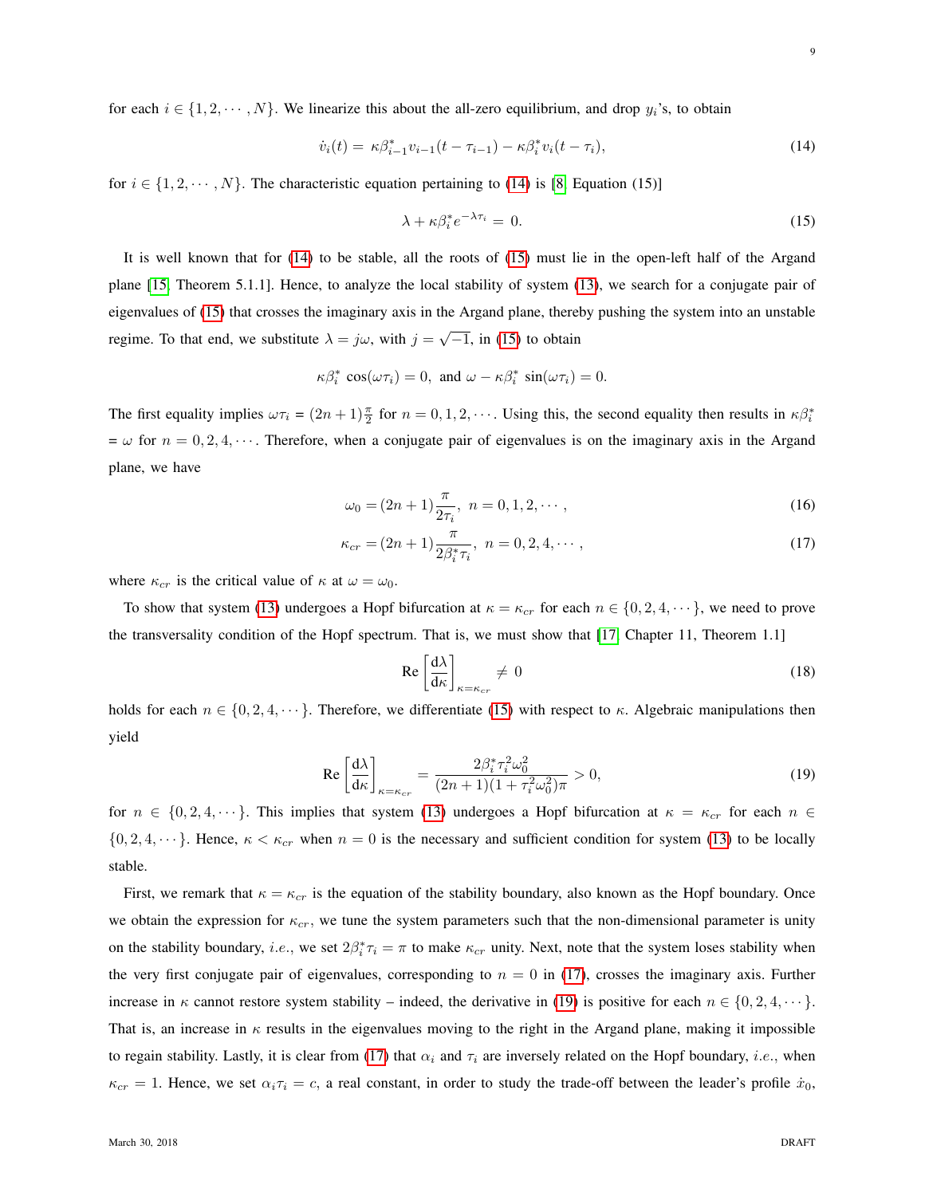for each $i \in \{1, 2, \cdots, N\}$. We linearize this about the all-zero equilibrium, and drop $y_i$'s, to obtain

$$\dot{v}_i(t) = \kappa\beta^*_{i-1} v_{i-1}(t - \tau_{i-1}) - \kappa\beta^*_i v_i(t - \tau_i), \tag{14}$$

for $i \in \{1, 2, \cdots, N\}$. The characteristic equation pertaining to (14) is [8, Equation (15)]

$$\lambda + \kappa\beta^*_i e^{-\lambda\tau_i} = 0. \tag{15}$$

It is well known that for (14) to be stable, all the roots of (15) must lie in the open-left half of the Argand plane [15, Theorem 5.1.1]. Hence, to analyze the local stability of system (13), we search for a conjugate pair of eigenvalues of (15) that crosses the imaginary axis in the Argand plane, thereby pushing the system into an unstable regime. To that end, we substitute $\lambda = j\omega$, with $j = \sqrt{-1}$, in (15) to obtain

$$\kappa\beta^*_i \cos(\omega\tau_i) = 0, \text{ and } \omega - \kappa\beta^*_i \sin(\omega\tau_i) = 0.$$

The first equality implies $\omega\tau_i = (2n + 1)\frac{\pi}{2}$ for $n = 0, 1, 2, \cdots$. Using this, the second equality then results in $\kappa\beta^*_i = \omega$ for $n = 0, 2, 4, \cdots$. Therefore, when a conjugate pair of eigenvalues is on the imaginary axis in the Argand plane, we have

$$\omega_0 = (2n + 1)\frac{\pi}{2\tau_i}, \; n = 0, 1, 2, \cdots, \tag{16}$$

$$\kappa_{cr} = (2n + 1)\frac{\pi}{2\beta^*_i\tau_i}, \; n = 0, 2, 4, \cdots, \tag{17}$$

where $\kappa_{cr}$ is the critical value of $\kappa$ at $\omega = \omega_0$.

To show that system (13) undergoes a Hopf bifurcation at $\kappa = \kappa_{cr}$ for each $n \in \{0, 2, 4, \cdots\}$, we need to prove the transversality condition of the Hopf spectrum. That is, we must show that [17, Chapter 11, Theorem 1.1]

$$\text{Re}\left[\frac{\mathrm{d}\lambda}{\mathrm{d}\kappa}\right]_{\kappa=\kappa_{cr}} \neq 0 \tag{18}$$

holds for each $n \in \{0, 2, 4, \cdots\}$. Therefore, we differentiate (15) with respect to $\kappa$. Algebraic manipulations then yield

$$\text{Re}\left[\frac{\mathrm{d}\lambda}{\mathrm{d}\kappa}\right]_{\kappa=\kappa_{cr}} = \frac{2\beta^*_i\tau_i^2\omega_0^2}{(2n + 1)(1 + \tau_i^2\omega_0^2)\pi} > 0, \tag{19}$$

for $n \in \{0, 2, 4, \cdots\}$. This implies that system (13) undergoes a Hopf bifurcation at $\kappa = \kappa_{cr}$ for each $n \in \{0, 2, 4, \cdots\}$. Hence, $\kappa < \kappa_{cr}$ when $n = 0$ is the necessary and sufficient condition for system (13) to be locally stable.

First, we remark that $\kappa = \kappa_{cr}$ is the equation of the stability boundary, also known as the Hopf boundary. Once we obtain the expression for $\kappa_{cr}$, we tune the system parameters such that the non-dimensional parameter is unity on the stability boundary, *i.e.*, we set $2\beta^*_i\tau_i = \pi$ to make $\kappa_{cr}$ unity. Next, note that the system loses stability when the very first conjugate pair of eigenvalues, corresponding to $n = 0$ in (17), crosses the imaginary axis. Further increase in $\kappa$ cannot restore system stability – indeed, the derivative in (19) is positive for each $n \in \{0, 2, 4, \cdots\}$. That is, an increase in $\kappa$ results in the eigenvalues moving to the right in the Argand plane, making it impossible to regain stability. Lastly, it is clear from (17) that $\alpha_i$ and $\tau_i$ are inversely related on the Hopf boundary, *i.e.*, when $\kappa_{cr} = 1$. Hence, we set $\alpha_i\tau_i = c$, a real constant, in order to study the trade-off between the leader's profile $\dot{x}_0$,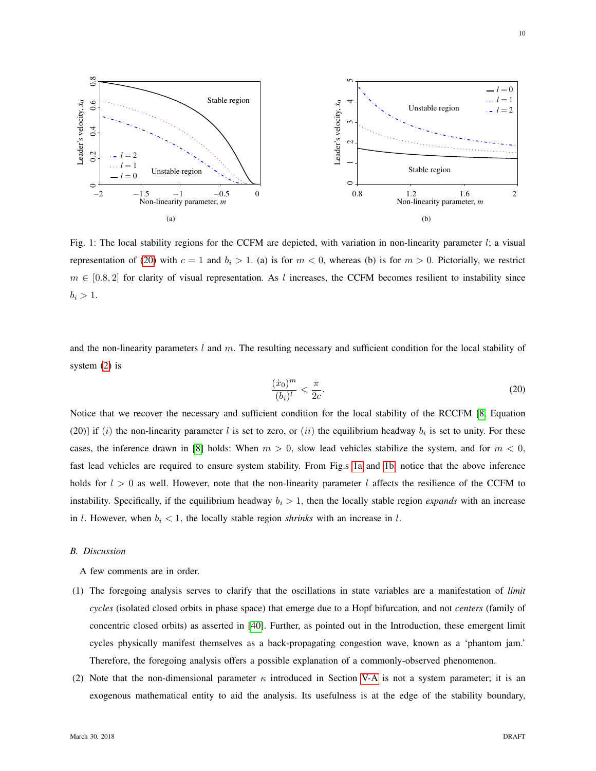Fig. 1: The local stability regions for the CCFM are depicted, with variation in non-linearity parameter $l$; a visual representation of (20) with $c = 1$ and $b_i > 1$. (a) is for $m < 0$, whereas (b) is for $m > 0$. Pictorially, we restrict $m \in [0.8, 2]$ for clarity of visual representation. As $l$ increases, the CCFM becomes resilient to instability since $b_i > 1$.

and the non-linearity parameters $l$ and $m$. The resulting necessary and sufficient condition for the local stability of system (2) is

$$\frac{(\dot{x}_0)^m}{(b_i)^l} < \frac{\pi}{2c}. \tag{20}$$

Notice that we recover the necessary and sufficient condition for the local stability of the RCCFM [8, Equation (20)] if $(i)$ the non-linearity parameter $l$ is set to zero, or $(ii)$ the equilibrium headway $b_i$ is set to unity. For these cases, the inference drawn in [8] holds: When $m > 0$, slow lead vehicles stabilize the system, and for $m < 0$, fast lead vehicles are required to ensure system stability. From Fig.s 1a and 1b, notice that the above inference holds for $l > 0$ as well. However, note that the non-linearity parameter $l$ affects the resilience of the CCFM to instability. Specifically, if the equilibrium headway $b_i > 1$, then the locally stable region *expands* with an increase in $l$. However, when $b_i < 1$, the locally stable region *shrinks* with an increase in $l$.

### B. Discussion

A few comments are in order.

(1) The foregoing analysis serves to clarify that the oscillations in state variables are a manifestation of *limit cycles* (isolated closed orbits in phase space) that emerge due to a Hopf bifurcation, and not *centers* (family of concentric closed orbits) as asserted in [40]. Further, as pointed out in the Introduction, these emergent limit cycles physically manifest themselves as a back-propagating congestion wave, known as a 'phantom jam.' Therefore, the foregoing analysis offers a possible explanation of a commonly-observed phenomenon.

(2) Note that the non-dimensional parameter $\kappa$ introduced in Section V-A is not a system parameter; it is an exogenous mathematical entity to aid the analysis. Its usefulness is at the edge of the stability boundary,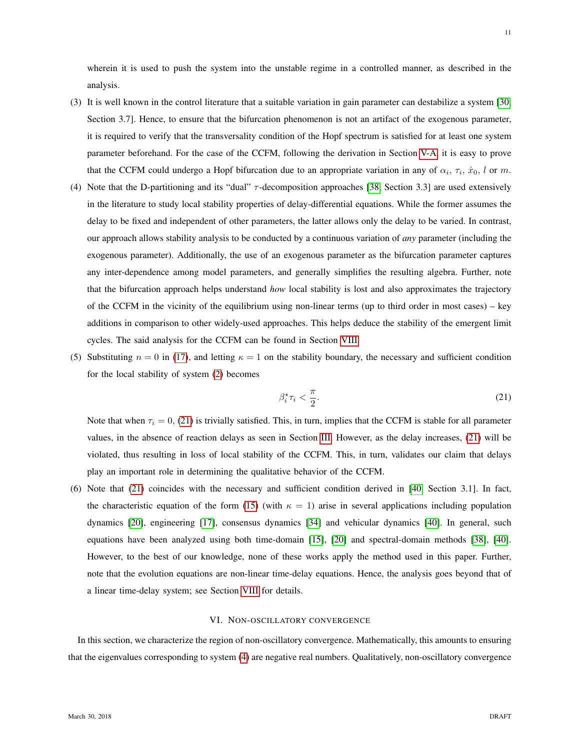wherein it is used to push the system into the unstable regime in a controlled manner, as described in the analysis.

(3) It is well known in the control literature that a suitable variation in gain parameter can destabilize a system [30, Section 3.7]. Hence, to ensure that the bifurcation phenomenon is not an artifact of the exogenous parameter, it is required to verify that the transversality condition of the Hopf spectrum is satisfied for at least one system parameter beforehand. For the case of the CCFM, following the derivation in Section V-A, it is easy to prove that the CCFM could undergo a Hopf bifurcation due to an appropriate variation in any of $\alpha_i$, $\tau_i$, $\dot{x}_0$, $l$ or $m$.

(4) Note that the D-partitioning and its "dual" $\tau$-decomposition approaches [38, Section 3.3] are used extensively in the literature to study local stability properties of delay-differential equations. While the former assumes the delay to be fixed and independent of other parameters, the latter allows only the delay to be varied. In contrast, our approach allows stability analysis to be conducted by a continuous variation of *any* parameter (including the exogenous parameter). Additionally, the use of an exogenous parameter as the bifurcation parameter captures any inter-dependence among model parameters, and generally simplifies the resulting algebra. Further, note that the bifurcation approach helps understand *how* local stability is lost and also approximates the trajectory of the CCFM in the vicinity of the equilibrium using non-linear terms (up to third order in most cases) – key additions in comparison to other widely-used approaches. This helps deduce the stability of the emergent limit cycles. The said analysis for the CCFM can be found in Section VIII.

(5) Substituting $n = 0$ in (17), and letting $\kappa = 1$ on the stability boundary, the necessary and sufficient condition for the local stability of system (2) becomes

$$\beta_i^* \tau_i < \frac{\pi}{2}. \tag{21}$$

Note that when $\tau_i = 0$, (21) is trivially satisfied. This, in turn, implies that the CCFM is stable for all parameter values, in the absence of reaction delays as seen in Section III. However, as the delay increases, (21) will be violated, thus resulting in loss of local stability of the CCFM. This, in turn, validates our claim that delays play an important role in determining the qualitative behavior of the CCFM.

(6) Note that (21) coincides with the necessary and sufficient condition derived in [40, Section 3.1]. In fact, the characteristic equation of the form (15) (with $\kappa = 1$) arise in several applications including population dynamics [20], engineering [17], consensus dynamics [34] and vehicular dynamics [40]. In general, such equations have been analyzed using both time-domain [15], [20] and spectral-domain methods [38], [40]. However, to the best of our knowledge, none of these works apply the method used in this paper. Further, note that the evolution equations are non-linear time-delay equations. Hence, the analysis goes beyond that of a linear time-delay system; see Section VIII for details.

## VI. Non-oscillatory convergence

In this section, we characterize the region of non-oscillatory convergence. Mathematically, this amounts to ensuring that the eigenvalues corresponding to system (4) are negative real numbers. Qualitatively, non-oscillatory convergence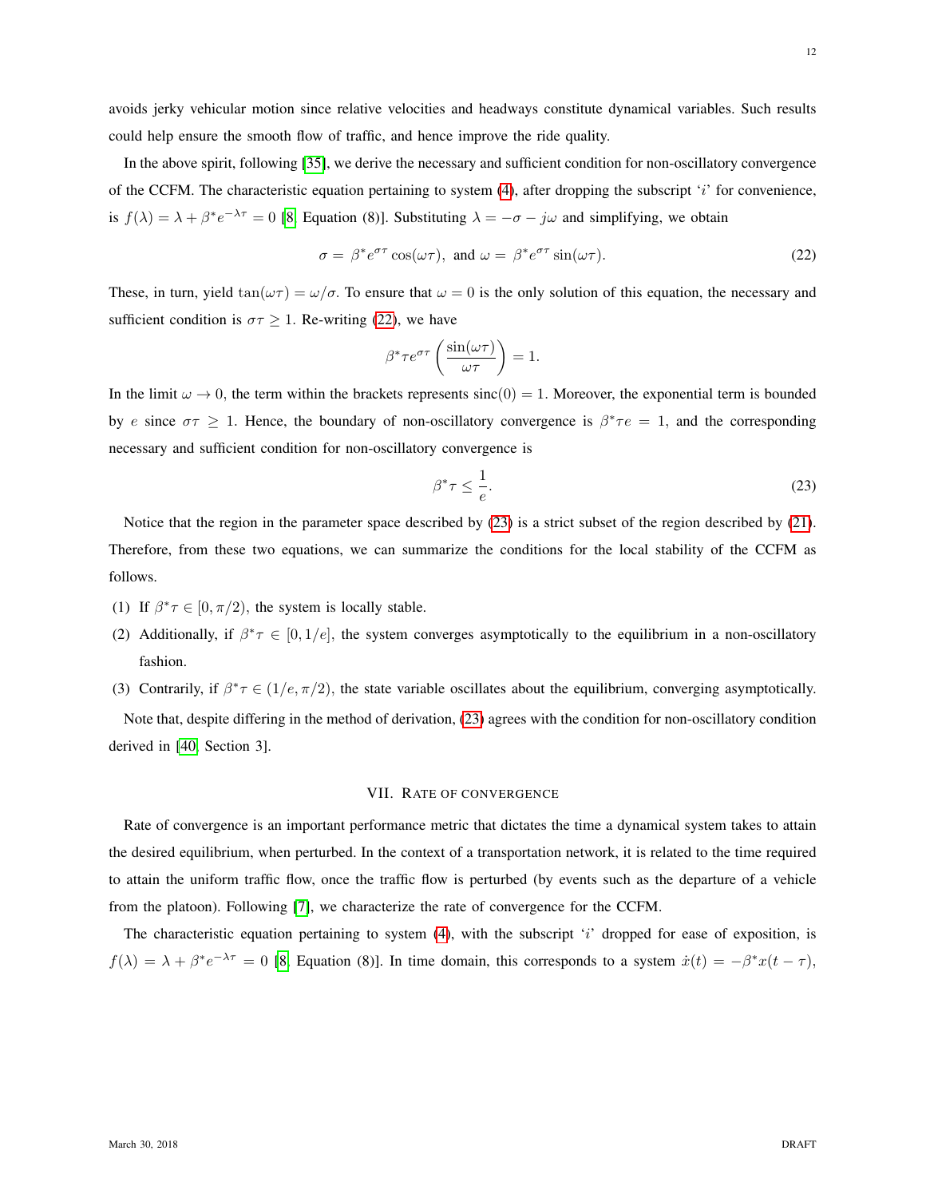avoids jerky vehicular motion since relative velocities and headways constitute dynamical variables. Such results could help ensure the smooth flow of traffic, and hence improve the ride quality.

In the above spirit, following [35], we derive the necessary and sufficient condition for non-oscillatory convergence of the CCFM. The characteristic equation pertaining to system (4), after dropping the subscript '$i$' for convenience, is $f(\lambda) = \lambda + \beta^* e^{-\lambda\tau} = 0$ [8, Equation (8)]. Substituting $\lambda = -\sigma - j\omega$ and simplifying, we obtain

$$\sigma = \beta^* e^{\sigma\tau} \cos(\omega\tau), \text{ and } \omega = \beta^* e^{\sigma\tau} \sin(\omega\tau). \tag{22}$$

These, in turn, yield $\tan(\omega\tau) = \omega/\sigma$. To ensure that $\omega = 0$ is the only solution of this equation, the necessary and sufficient condition is $\sigma\tau \geq 1$. Re-writing (22), we have

$$\beta^* \tau e^{\sigma\tau} \left( \frac{\sin(\omega\tau)}{\omega\tau} \right) = 1.$$

In the limit $\omega \to 0$, the term within the brackets represents $\text{sinc}(0) = 1$. Moreover, the exponential term is bounded by $e$ since $\sigma\tau \geq 1$. Hence, the boundary of non-oscillatory convergence is $\beta^* \tau e = 1$, and the corresponding necessary and sufficient condition for non-oscillatory convergence is

$$\beta^* \tau \leq \frac{1}{e}. \tag{23}$$

Notice that the region in the parameter space described by (23) is a strict subset of the region described by (21). Therefore, from these two equations, we can summarize the conditions for the local stability of the CCFM as follows.

(1) If $\beta^* \tau \in [0, \pi/2)$, the system is locally stable.

(2) Additionally, if $\beta^* \tau \in [0, 1/e]$, the system converges asymptotically to the equilibrium in a non-oscillatory fashion.

(3) Contrarily, if $\beta^* \tau \in (1/e, \pi/2)$, the state variable oscillates about the equilibrium, converging asymptotically.

Note that, despite differing in the method of derivation, (23) agrees with the condition for non-oscillatory condition derived in [40, Section 3].

## VII. Rate of convergence

Rate of convergence is an important performance metric that dictates the time a dynamical system takes to attain the desired equilibrium, when perturbed. In the context of a transportation network, it is related to the time required to attain the uniform traffic flow, once the traffic flow is perturbed (by events such as the departure of a vehicle from the platoon). Following [7], we characterize the rate of convergence for the CCFM.

The characteristic equation pertaining to system (4), with the subscript '$i$' dropped for ease of exposition, is $f(\lambda) = \lambda + \beta^* e^{-\lambda\tau} = 0$ [8, Equation (8)]. In time domain, this corresponds to a system $\dot{x}(t) = -\beta^* x(t - \tau)$,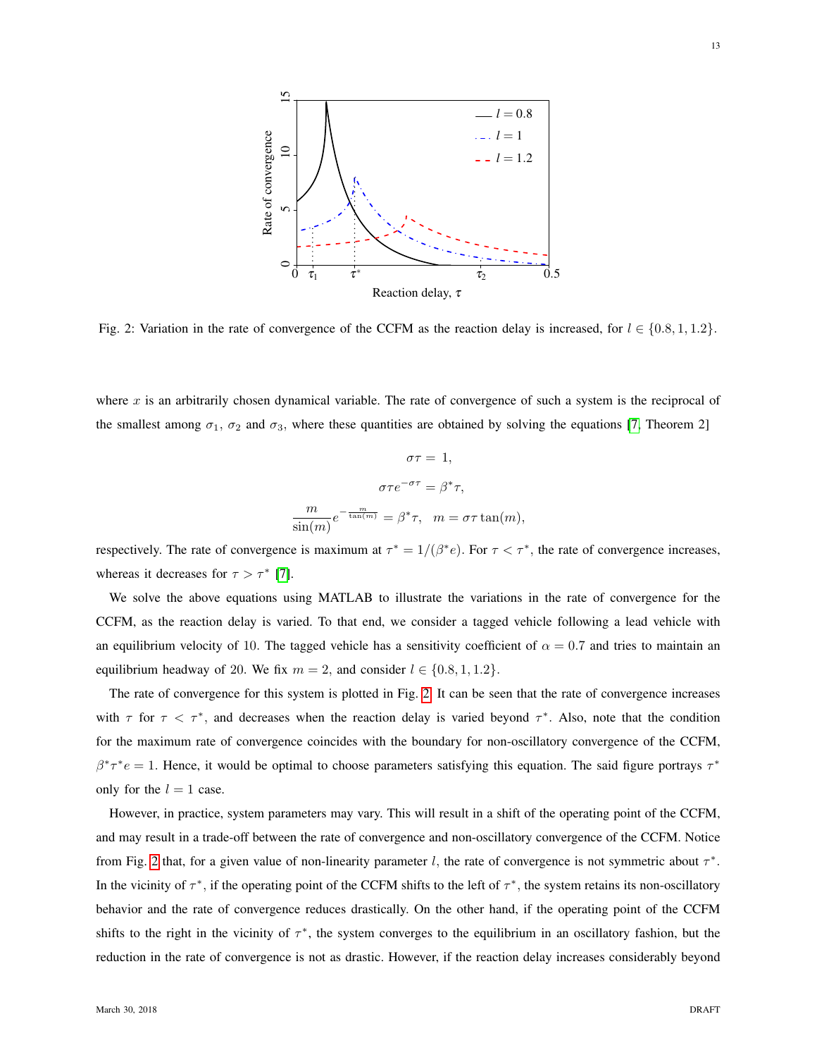Fig. 2: Variation in the rate of convergence of the CCFM as the reaction delay is increased, for $l \in \{0.8, 1, 1.2\}$.

where $x$ is an arbitrarily chosen dynamical variable. The rate of convergence of such a system is the reciprocal of the smallest among $\sigma_1$, $\sigma_2$ and $\sigma_3$, where these quantities are obtained by solving the equations [7, Theorem 2]

$$\sigma\tau = 1,$$

$$\sigma\tau e^{-\sigma\tau} = \beta^*\tau,$$

$$\frac{m}{\sin(m)} e^{-\frac{m}{\tan(m)}} = \beta^*\tau, \quad m = \sigma\tau\tan(m),$$

respectively. The rate of convergence is maximum at $\tau^* = 1/(\beta^* e)$. For $\tau < \tau^*$, the rate of convergence increases, whereas it decreases for $\tau > \tau^*$ [7].

We solve the above equations using MATLAB to illustrate the variations in the rate of convergence for the CCFM, as the reaction delay is varied. To that end, we consider a tagged vehicle following a lead vehicle with an equilibrium velocity of 10. The tagged vehicle has a sensitivity coefficient of $\alpha = 0.7$ and tries to maintain an equilibrium headway of 20. We fix $m = 2$, and consider $l \in \{0.8, 1, 1.2\}$.

The rate of convergence for this system is plotted in Fig. 2. It can be seen that the rate of convergence increases with $\tau$ for $\tau < \tau^*$, and decreases when the reaction delay is varied beyond $\tau^*$. Also, note that the condition for the maximum rate of convergence coincides with the boundary for non-oscillatory convergence of the CCFM, $\beta^*\tau^* e = 1$. Hence, it would be optimal to choose parameters satisfying this equation. The said figure portrays $\tau^*$ only for the $l = 1$ case.

However, in practice, system parameters may vary. This will result in a shift of the operating point of the CCFM, and may result in a trade-off between the rate of convergence and non-oscillatory convergence of the CCFM. Notice from Fig. 2 that, for a given value of non-linearity parameter $l$, the rate of convergence is not symmetric about $\tau^*$. In the vicinity of $\tau^*$, if the operating point of the CCFM shifts to the left of $\tau^*$, the system retains its non-oscillatory behavior and the rate of convergence reduces drastically. On the other hand, if the operating point of the CCFM shifts to the right in the vicinity of $\tau^*$, the system converges to the equilibrium in an oscillatory fashion, but the reduction in the rate of convergence is not as drastic. However, if the reaction delay increases considerably beyond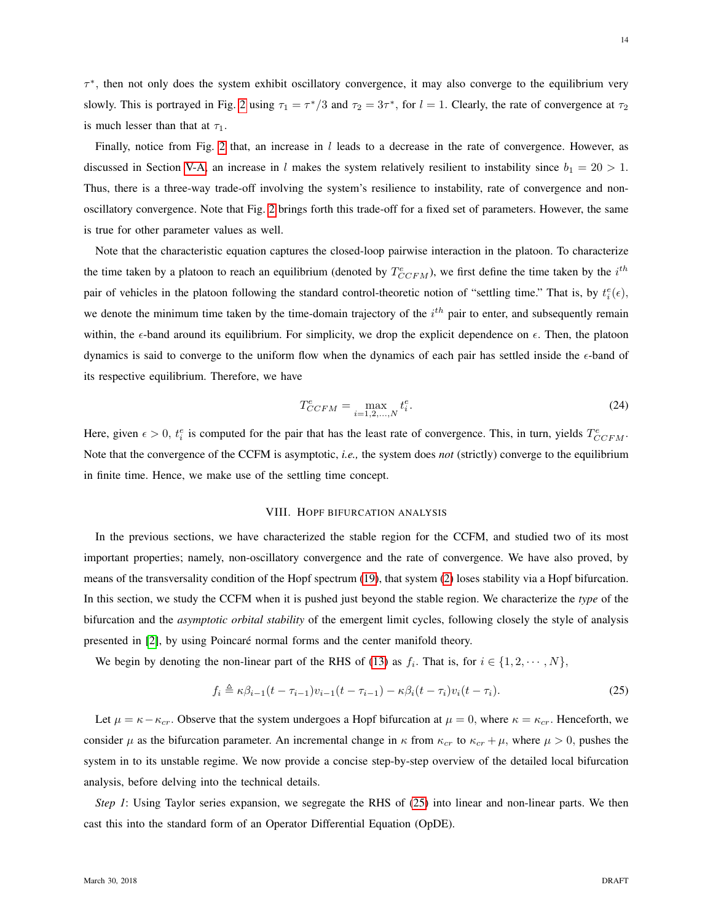$\tau^*$, then not only does the system exhibit oscillatory convergence, it may also converge to the equilibrium very slowly. This is portrayed in Fig. 2 using $\tau_1 = \tau^*/3$ and $\tau_2 = 3\tau^*$, for $l = 1$. Clearly, the rate of convergence at $\tau_2$ is much lesser than that at $\tau_1$.

Finally, notice from Fig. 2 that, an increase in $l$ leads to a decrease in the rate of convergence. However, as discussed in Section V-A, an increase in $l$ makes the system relatively resilient to instability since $b_1 = 20 > 1$. Thus, there is a three-way trade-off involving the system's resilience to instability, rate of convergence and non-oscillatory convergence. Note that Fig. 2 brings forth this trade-off for a fixed set of parameters. However, the same is true for other parameter values as well.

Note that the characteristic equation captures the closed-loop pairwise interaction in the platoon. To characterize the time taken by a platoon to reach an equilibrium (denoted by $T^e_{CCFM}$), we first define the time taken by the $i^{th}$ pair of vehicles in the platoon following the standard control-theoretic notion of "settling time." That is, by $t^e_i(\epsilon)$, we denote the minimum time taken by the time-domain trajectory of the $i^{th}$ pair to enter, and subsequently remain within, the $\epsilon$-band around its equilibrium. For simplicity, we drop the explicit dependence on $\epsilon$. Then, the platoon dynamics is said to converge to the uniform flow when the dynamics of each pair has settled inside the $\epsilon$-band of its respective equilibrium. Therefore, we have

$$T^e_{CCFM} = \max_{i=1,2,\ldots,N} t^e_i. \tag{24}$$

Here, given $\epsilon > 0$, $t^e_i$ is computed for the pair that has the least rate of convergence. This, in turn, yields $T^e_{CCFM}$. Note that the convergence of the CCFM is asymptotic, *i.e.,* the system does *not* (strictly) converge to the equilibrium in finite time. Hence, we make use of the settling time concept.

## VIII. Hopf bifurcation analysis

In the previous sections, we have characterized the stable region for the CCFM, and studied two of its most important properties; namely, non-oscillatory convergence and the rate of convergence. We have also proved, by means of the transversality condition of the Hopf spectrum (19), that system (2) loses stability via a Hopf bifurcation. In this section, we study the CCFM when it is pushed just beyond the stable region. We characterize the *type* of the bifurcation and the *asymptotic orbital stability* of the emergent limit cycles, following closely the style of analysis presented in [2], by using Poincaré normal forms and the center manifold theory.

We begin by denoting the non-linear part of the RHS of (13) as $f_i$. That is, for $i \in \{1, 2, \cdots, N\}$,

$$f_i \triangleq \kappa\beta_{i-1}(t - \tau_{i-1})v_{i-1}(t - \tau_{i-1}) - \kappa\beta_i(t - \tau_i)v_i(t - \tau_i). \tag{25}$$

Let $\mu = \kappa - \kappa_{cr}$. Observe that the system undergoes a Hopf bifurcation at $\mu = 0$, where $\kappa = \kappa_{cr}$. Henceforth, we consider $\mu$ as the bifurcation parameter. An incremental change in $\kappa$ from $\kappa_{cr}$ to $\kappa_{cr} + \mu$, where $\mu > 0$, pushes the system in to its unstable regime. We now provide a concise step-by-step overview of the detailed local bifurcation analysis, before delving into the technical details.

*Step 1*: Using Taylor series expansion, we segregate the RHS of (25) into linear and non-linear parts. We then cast this into the standard form of an Operator Differential Equation (OpDE).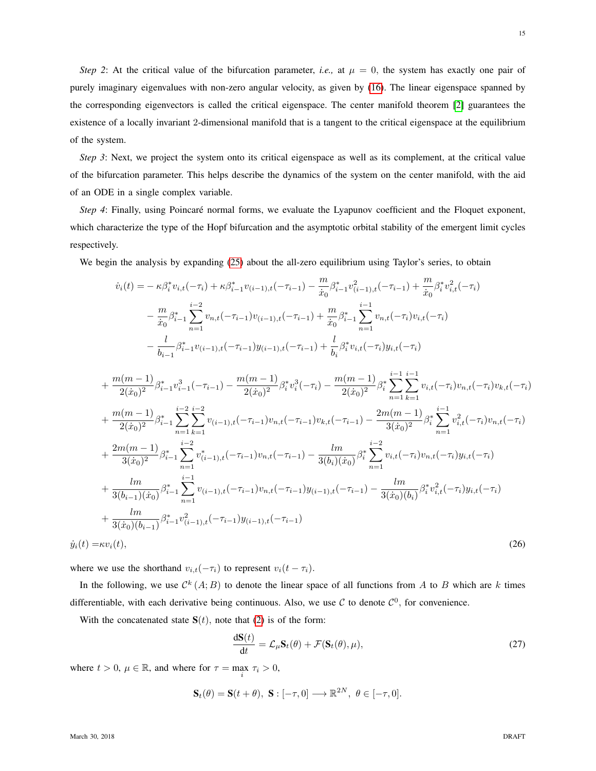*Step 2*: At the critical value of the bifurcation parameter, *i.e.,* at $\mu = 0$, the system has exactly one pair of purely imaginary eigenvalues with non-zero angular velocity, as given by (16). The linear eigenspace spanned by the corresponding eigenvectors is called the critical eigenspace. The center manifold theorem [2] guarantees the existence of a locally invariant 2-dimensional manifold that is a tangent to the critical eigenspace at the equilibrium of the system.

*Step 3*: Next, we project the system onto its critical eigenspace as well as its complement, at the critical value of the bifurcation parameter. This helps describe the dynamics of the system on the center manifold, with the aid of an ODE in a single complex variable.

*Step 4*: Finally, using Poincaré normal forms, we evaluate the Lyapunov coefficient and the Floquet exponent, which characterize the type of the Hopf bifurcation and the asymptotic orbital stability of the emergent limit cycles respectively.

We begin the analysis by expanding (25) about the all-zero equilibrium using Taylor's series, to obtain

$$
\begin{aligned}
\dot{v}_i(t) =& -\kappa\beta_i^* v_{i,t}(-\tau_i) + \kappa\beta_{i-1}^* v_{(i-1),t}(-\tau_{i-1}) - \frac{m}{\dot{x}_0}\beta_{i-1}^* v_{(i-1),t}^2(-\tau_{i-1}) + \frac{m}{\dot{x}_0}\beta_i^* v_{i,t}^2(-\tau_i) \\
&- \frac{m}{\dot{x}_0}\beta_{i-1}^* \sum_{n=1}^{i-2} v_{n,t}(-\tau_{i-1}) v_{(i-1),t}(-\tau_{i-1}) + \frac{m}{\dot{x}_0}\beta_{i-1}^* \sum_{n=1}^{i-1} v_{n,t}(-\tau_i) v_{i,t}(-\tau_i) \\
&- \frac{l}{b_{i-1}}\beta_{i-1}^* v_{(i-1),t}(-\tau_{i-1}) y_{(i-1),t}(-\tau_{i-1}) + \frac{l}{b_i}\beta_i^* v_{i,t}(-\tau_i) y_{i,t}(-\tau_i) \\
&+ \frac{m(m-1)}{2(\dot{x}_0)^2}\beta_{i-1}^* v_{i-1}^3(-\tau_{i-1}) - \frac{m(m-1)}{2(\dot{x}_0)^2}\beta_i^* v_i^3(-\tau_i) - \frac{m(m-1)}{2(\dot{x}_0)^2}\beta_i^* \sum_{n=1}^{i-1}\sum_{k=1}^{i-1} v_{i,t}(-\tau_i) v_{n,t}(-\tau_i) v_{k,t}(-\tau_i) \\
&+ \frac{m(m-1)}{2(\dot{x}_0)^2}\beta_{i-1}^* \sum_{n=1}^{i-2}\sum_{k=1}^{i-2} v_{(i-1),t}(-\tau_{i-1}) v_{n,t}(-\tau_{i-1}) v_{k,t}(-\tau_{i-1}) - \frac{2m(m-1)}{3(\dot{x}_0)^2}\beta_i^* \sum_{n=1}^{i-1} v_{i,t}^2(-\tau_i) v_{n,t}(-\tau_i) \\
&+ \frac{2m(m-1)}{3(\dot{x}_0)^2}\beta_{i-1}^* \sum_{n=1}^{i-2} v_{(i-1),t}^*(-\tau_{i-1}) v_{n,t}(-\tau_{i-1}) - \frac{lm}{3(b_i)(\dot{x}_0)}\beta_i^* \sum_{n=1}^{i-2} v_{i,t}(-\tau_i) v_{n,t}(-\tau_i) y_{i,t}(-\tau_i) \\
&+ \frac{lm}{3(b_{i-1})(\dot{x}_0)}\beta_{i-1}^* \sum_{n=1}^{i-1} v_{(i-1),t}(-\tau_{i-1}) v_{n,t}(-\tau_{i-1}) y_{(i-1),t}(-\tau_{i-1}) - \frac{lm}{3(\dot{x}_0)(b_i)}\beta_i^* v_{i,t}^2(-\tau_i) y_{i,t}(-\tau_i) \\
&+ \frac{lm}{3(\dot{x}_0)(b_{i-1})}\beta_{i-1}^* v_{(i-1),t}^2(-\tau_{i-1}) y_{(i-1),t}(-\tau_{i-1}) \\
\dot{y}_i(t) =& \kappa v_i(t),
\end{aligned}
\tag{26}
$$

where we use the shorthand $v_{i,t}(-\tau_i)$ to represent $v_i(t-\tau_i)$.

In the following, we use $\mathcal{C}^k(A; B)$ to denote the linear space of all functions from $A$ to $B$ which are $k$ times differentiable, with each derivative being continuous. Also, we use $\mathcal{C}$ to denote $\mathcal{C}^0$, for convenience.

With the concatenated state $\mathbf{S}(t)$, note that (2) is of the form:

$$
\frac{\mathrm{d}\mathbf{S}(t)}{\mathrm{d}t} = \mathcal{L}_\mu \mathbf{S}_t(\theta) + \mathcal{F}(\mathbf{S}_t(\theta), \mu), \tag{27}
$$

where $t > 0$, $\mu \in \mathbb{R}$, and where for $\tau = \max_i \tau_i > 0$,

$$
\mathbf{S}_t(\theta) = \mathbf{S}(t+\theta),\ \mathbf{S} : [-\tau, 0] \longrightarrow \mathbb{R}^{2N},\ \theta \in [-\tau, 0].
$$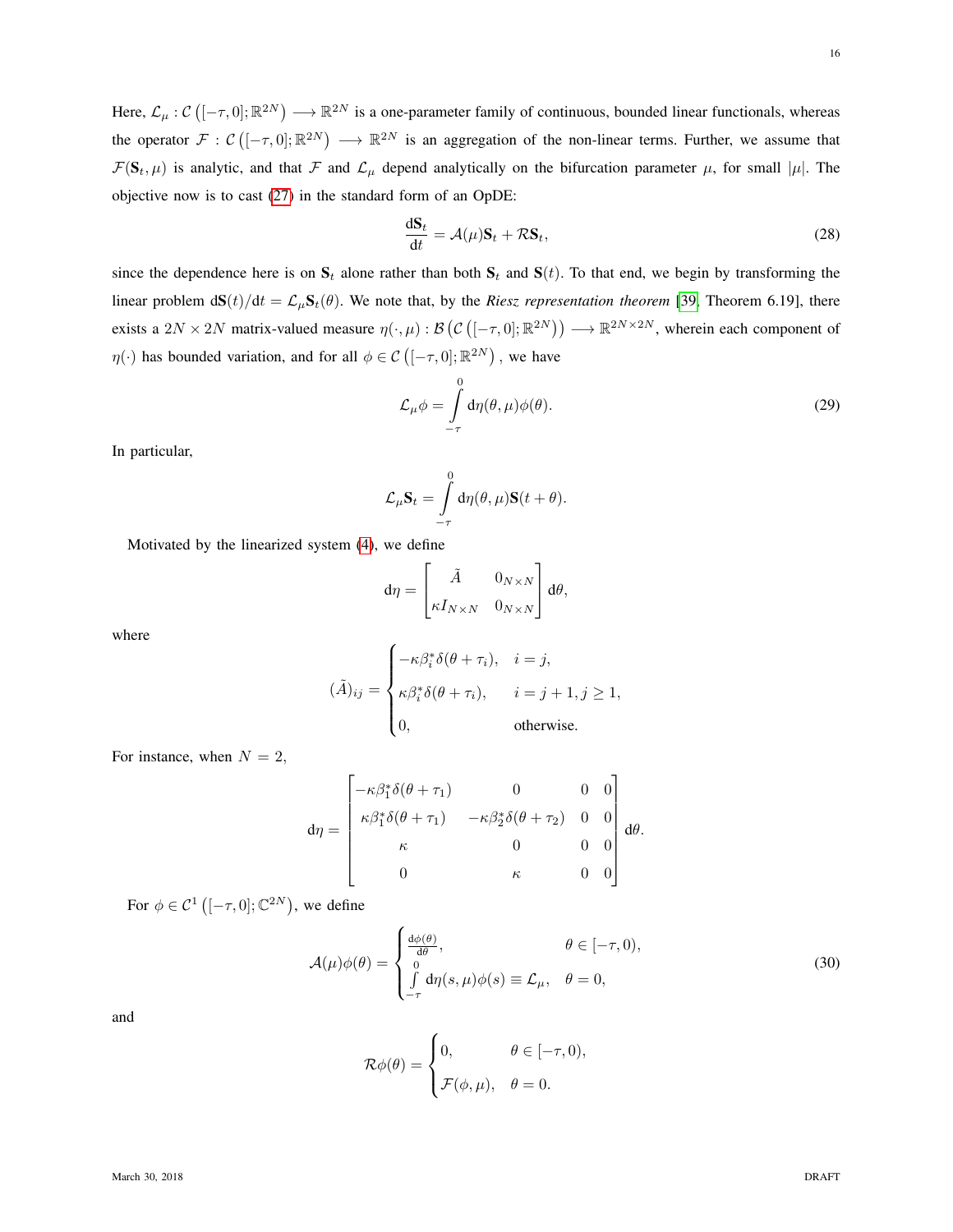Here, $\mathcal{L}_\mu : \mathcal{C}\left([-\tau, 0]; \mathbb{R}^{2N}\right) \longrightarrow \mathbb{R}^{2N}$ is a one-parameter family of continuous, bounded linear functionals, whereas the operator $\mathcal{F} : \mathcal{C}\left([-\tau, 0]; \mathbb{R}^{2N}\right) \longrightarrow \mathbb{R}^{2N}$ is an aggregation of the non-linear terms. Further, we assume that $\mathcal{F}(\mathbf{S}_t, \mu)$ is analytic, and that $\mathcal{F}$ and $\mathcal{L}_\mu$ depend analytically on the bifurcation parameter $\mu$, for small $|\mu|$. The objective now is to cast (27) in the standard form of an OpDE:

$$\frac{\mathrm{d}\mathbf{S}_t}{\mathrm{d}t} = \mathcal{A}(\mu)\mathbf{S}_t + \mathcal{R}\mathbf{S}_t, \tag{28}$$

since the dependence here is on $\mathbf{S}_t$ alone rather than both $\mathbf{S}_t$ and $\mathbf{S}(t)$. To that end, we begin by transforming the linear problem $\mathrm{d}\mathbf{S}(t)/\mathrm{d}t = \mathcal{L}_\mu \mathbf{S}_t(\theta)$. We note that, by the *Riesz representation theorem* [39, Theorem 6.19], there exists a $2N \times 2N$ matrix-valued measure $\eta(\cdot, \mu) : \mathcal{B}\left(\mathcal{C}\left([-\tau, 0]; \mathbb{R}^{2N}\right)\right) \longrightarrow \mathbb{R}^{2N \times 2N}$, wherein each component of $\eta(\cdot)$ has bounded variation, and for all $\phi \in \mathcal{C}\left([-\tau, 0]; \mathbb{R}^{2N}\right)$, we have

$$\mathcal{L}_\mu \phi = \int_{-\tau}^{0} \mathrm{d}\eta(\theta, \mu)\phi(\theta). \tag{29}$$

In particular,

$$\mathcal{L}_\mu \mathbf{S}_t = \int_{-\tau}^{0} \mathrm{d}\eta(\theta, \mu)\mathbf{S}(t + \theta).$$

Motivated by the linearized system (4), we define

$$\mathrm{d}\eta = \begin{bmatrix} \tilde{A} & 0_{N \times N} \\ \kappa I_{N \times N} & 0_{N \times N} \end{bmatrix} \mathrm{d}\theta,$$

where

$$(\tilde{A})_{ij} = \begin{cases} -\kappa\beta_i^* \delta(\theta + \tau_i), & i = j, \\ \kappa\beta_i^* \delta(\theta + \tau_i), & i = j + 1, j \geq 1, \\ 0, & \text{otherwise.} \end{cases}$$

For instance, when $N = 2$,

$$\mathrm{d}\eta = \begin{bmatrix} -\kappa\beta_1^* \delta(\theta + \tau_1) & 0 & 0 & 0 \\ \kappa\beta_1^* \delta(\theta + \tau_1) & -\kappa\beta_2^* \delta(\theta + \tau_2) & 0 & 0 \\ \kappa & 0 & 0 & 0 \\ 0 & \kappa & 0 & 0 \end{bmatrix} \mathrm{d}\theta.$$

For $\phi \in \mathcal{C}^1\left([-\tau, 0]; \mathbb{C}^{2N}\right)$, we define

$$\mathcal{A}(\mu)\phi(\theta) = \begin{cases} \frac{\mathrm{d}\phi(\theta)}{\mathrm{d}\theta}, & \theta \in [-\tau, 0), \\ \int_{-\tau}^{0} \mathrm{d}\eta(s, \mu)\phi(s) \equiv \mathcal{L}_\mu, & \theta = 0, \end{cases} \tag{30}$$

and

$$\mathcal{R}\phi(\theta) = \begin{cases} 0, & \theta \in [-\tau, 0), \\ \mathcal{F}(\phi, \mu), & \theta = 0. \end{cases}$$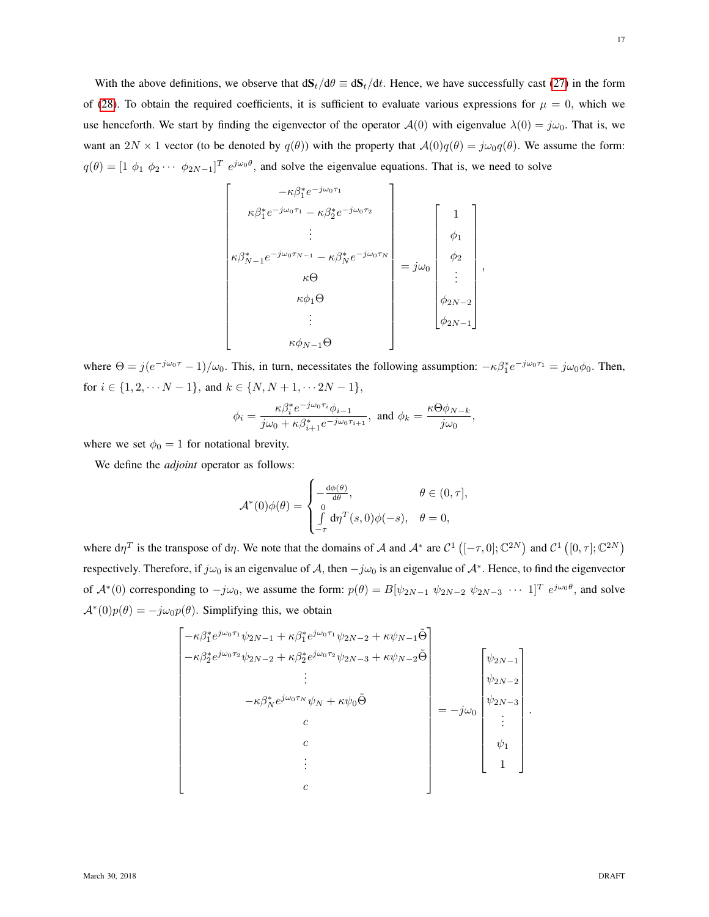With the above definitions, we observe that $\mathrm{d}\mathbf{S}_t/\mathrm{d}\theta \equiv \mathrm{d}\mathbf{S}_t/\mathrm{d}t$. Hence, we have successfully cast (27) in the form of (28). To obtain the required coefficients, it is sufficient to evaluate various expressions for $\mu = 0$, which we use henceforth. We start by finding the eigenvector of the operator $\mathcal{A}(0)$ with eigenvalue $\lambda(0) = j\omega_0$. That is, we want an $2N \times 1$ vector (to be denoted by $q(\theta)$) with the property that $\mathcal{A}(0)q(\theta) = j\omega_0 q(\theta)$. We assume the form: $q(\theta) = [1 \ \phi_1 \ \phi_2 \cdots \ \phi_{2N-1}]^T \ e^{j\omega_0\theta}$, and solve the eigenvalue equations. That is, we need to solve

$$
\begin{bmatrix}
-\kappa\beta_1^* e^{-j\omega_0\tau_1} \\
\kappa\beta_1^* e^{-j\omega_0\tau_1} - \kappa\beta_2^* e^{-j\omega_0\tau_2} \\
\vdots \\
\kappa\beta_{N-1}^* e^{-j\omega_0\tau_{N-1}} - \kappa\beta_N^* e^{-j\omega_0\tau_N} \\
\kappa\Theta \\
\kappa\phi_1\Theta \\
\vdots \\
\kappa\phi_{N-1}\Theta
\end{bmatrix}
= j\omega_0
\begin{bmatrix}
1 \\
\phi_1 \\
\phi_2 \\
\vdots \\
\phi_{2N-2} \\
\phi_{2N-1}
\end{bmatrix},
$$

where $\Theta = j(e^{-j\omega_0\tau} - 1)/\omega_0$. This, in turn, necessitates the following assumption: $-\kappa\beta_1^* e^{-j\omega_0\tau_1} = j\omega_0\phi_0$. Then, for $i \in \{1, 2, \cdots N-1\}$, and $k \in \{N, N+1, \cdots 2N-1\}$,

$$
\phi_i = \frac{\kappa\beta_i^* e^{-j\omega_0\tau_i}\phi_{i-1}}{j\omega_0 + \kappa\beta_{i+1}^* e^{-j\omega_0\tau_{i+1}}}, \ \text{and} \ \phi_k = \frac{\kappa\Theta\phi_{N-k}}{j\omega_0},
$$

where we set $\phi_0 = 1$ for notational brevity.

We define the *adjoint* operator as follows:

$$
\mathcal{A}^*(0)\phi(\theta) = \begin{cases}
-\frac{\mathrm{d}\phi(\theta)}{\mathrm{d}\theta}, & \theta \in (0, \tau], \\
\int\limits_{-\tau}^{0} \mathrm{d}\eta^T(s, 0)\phi(-s), & \theta = 0,
\end{cases}
$$

where $\mathrm{d}\eta^T$ is the transpose of $\mathrm{d}\eta$. We note that the domains of $\mathcal{A}$ and $\mathcal{A}^*$ are $\mathcal{C}^1\left([-\tau, 0]; \mathbb{C}^{2N}\right)$ and $\mathcal{C}^1\left([0, \tau]; \mathbb{C}^{2N}\right)$ respectively. Therefore, if $j\omega_0$ is an eigenvalue of $\mathcal{A}$, then $-j\omega_0$ is an eigenvalue of $\mathcal{A}^*$. Hence, to find the eigenvector of $\mathcal{A}^*(0)$ corresponding to $-j\omega_0$, we assume the form: $p(\theta) = B[\psi_{2N-1} \ \psi_{2N-2} \ \psi_{2N-3} \ \cdots \ 1]^T \ e^{j\omega_0\theta}$, and solve $\mathcal{A}^*(0)p(\theta) = -j\omega_0 p(\theta)$. Simplifying this, we obtain

$$
\begin{bmatrix}
-\kappa\beta_1^* e^{j\omega_0\tau_1}\psi_{2N-1} + \kappa\beta_1^* e^{j\omega_0\tau_1}\psi_{2N-2} + \kappa\psi_{N-1}\tilde{\Theta} \\
-\kappa\beta_2^* e^{j\omega_0\tau_2}\psi_{2N-2} + \kappa\beta_2^* e^{j\omega_0\tau_2}\psi_{2N-3} + \kappa\psi_{N-2}\tilde{\Theta} \\
\vdots \\
-\kappa\beta_N^* e^{j\omega_0\tau_N}\psi_N + \kappa\psi_0\tilde{\Theta} \\
c \\
c \\
\vdots \\
c
\end{bmatrix}
= -j\omega_0
\begin{bmatrix}
\psi_{2N-1} \\
\psi_{2N-2} \\
\psi_{2N-3} \\
\vdots \\
\psi_1 \\
1
\end{bmatrix}.
$$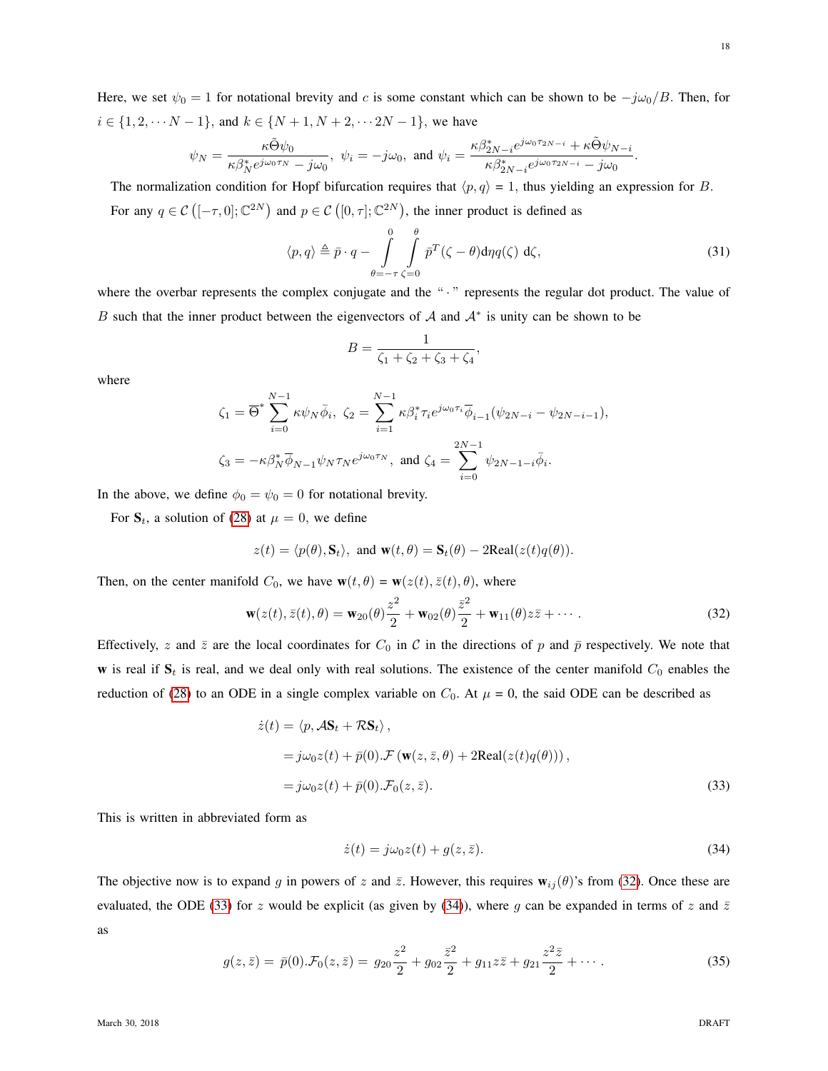Here, we set $\psi_0 = 1$ for notational brevity and $c$ is some constant which can be shown to be $-j\omega_0/B$. Then, for $i \in \{1, 2, \cdots N-1\}$, and $k \in \{N+1, N+2, \cdots 2N-1\}$, we have

$$\psi_N = \frac{\kappa\tilde{\Theta}\psi_0}{\kappa\beta_N^* e^{j\omega_0\tau_N} - j\omega_0},\ \psi_i = -j\omega_0,\ \text{and}\ \psi_i = \frac{\kappa\beta_{2N-i}^* e^{j\omega_0\tau_{2N-i}} + \kappa\tilde{\Theta}\psi_{N-i}}{\kappa\beta_{2N-i}^* e^{j\omega_0\tau_{2N-i}} - j\omega_0}.$$

The normalization condition for Hopf bifurcation requires that $\langle p, q \rangle = 1$, thus yielding an expression for $B$. For any $q \in \mathcal{C}\left([-\tau, 0]; \mathbb{C}^{2N}\right)$ and $p \in \mathcal{C}\left([0, \tau]; \mathbb{C}^{2N}\right)$, the inner product is defined as

$$\langle p, q \rangle \triangleq \bar{p} \cdot q - \int_{\theta=-\tau}^{0} \int_{\zeta=0}^{\theta} \bar{p}^T(\zeta - \theta) \mathrm{d}\eta q(\zeta)\ \mathrm{d}\zeta, \tag{31}$$

where the overbar represents the complex conjugate and the " $\cdot$ " represents the regular dot product. The value of $B$ such that the inner product between the eigenvectors of $\mathcal{A}$ and $\mathcal{A}^*$ is unity can be shown to be

$$B = \frac{1}{\zeta_1 + \zeta_2 + \zeta_3 + \zeta_4},$$

where

$$\zeta_1 = \overline{\Theta}^* \sum_{i=0}^{N-1} \kappa\psi_N \bar{\phi}_i,\ \zeta_2 = \sum_{i=1}^{N-1} \kappa\beta_i^* \tau_i e^{j\omega_0\tau_i} \overline{\phi}_{i-1}(\psi_{2N-i} - \psi_{2N-i-1}),$$

$$\zeta_3 = -\kappa\beta_N^* \overline{\phi}_{N-1} \psi_N \tau_N e^{j\omega_0\tau_N},\ \text{and}\ \zeta_4 = \sum_{i=0}^{2N-1} \psi_{2N-1-i} \bar{\phi}_i.$$

In the above, we define $\phi_0 = \psi_0 = 0$ for notational brevity.

For $\mathbf{S}_t$, a solution of (28) at $\mu = 0$, we define

$$z(t) = \langle p(\theta), \mathbf{S}_t \rangle,\ \text{and}\ \mathbf{w}(t, \theta) = \mathbf{S}_t(\theta) - 2\text{Real}(z(t)q(\theta)).$$

Then, on the center manifold $C_0$, we have $\mathbf{w}(t, \theta) = \mathbf{w}(z(t), \bar{z}(t), \theta)$, where

$$\mathbf{w}(z(t), \bar{z}(t), \theta) = \mathbf{w}_{20}(\theta)\frac{z^2}{2} + \mathbf{w}_{02}(\theta)\frac{\bar{z}^2}{2} + \mathbf{w}_{11}(\theta)z\bar{z} + \cdots. \tag{32}$$

Effectively, $z$ and $\bar{z}$ are the local coordinates for $C_0$ in $\mathcal{C}$ in the directions of $p$ and $\bar{p}$ respectively. We note that $\mathbf{w}$ is real if $\mathbf{S}_t$ is real, and we deal only with real solutions. The existence of the center manifold $C_0$ enables the reduction of (28) to an ODE in a single complex variable on $C_0$. At $\mu = 0$, the said ODE can be described as

$$\begin{aligned}
\dot{z}(t) &= \langle p, \mathcal{A}\mathbf{S}_t + \mathcal{R}\mathbf{S}_t \rangle, \\
&= j\omega_0 z(t) + \bar{p}(0).\mathcal{F}\left(\mathbf{w}(z, \bar{z}, \theta) + 2\text{Real}(z(t)q(\theta))\right), \\
&= j\omega_0 z(t) + \bar{p}(0).\mathcal{F}_0(z, \bar{z}).
\end{aligned} \tag{33}$$

This is written in abbreviated form as

$$\dot{z}(t) = j\omega_0 z(t) + g(z, \bar{z}). \tag{34}$$

The objective now is to expand $g$ in powers of $z$ and $\bar{z}$. However, this requires $\mathbf{w}_{ij}(\theta)$'s from (32). Once these are evaluated, the ODE (33) for $z$ would be explicit (as given by (34)), where $g$ can be expanded in terms of $z$ and $\bar{z}$ as

$$g(z, \bar{z}) = \bar{p}(0).\mathcal{F}_0(z, \bar{z}) = g_{20}\frac{z^2}{2} + g_{02}\frac{\bar{z}^2}{2} + g_{11}z\bar{z} + g_{21}\frac{z^2\bar{z}}{2} + \cdots. \tag{35}$$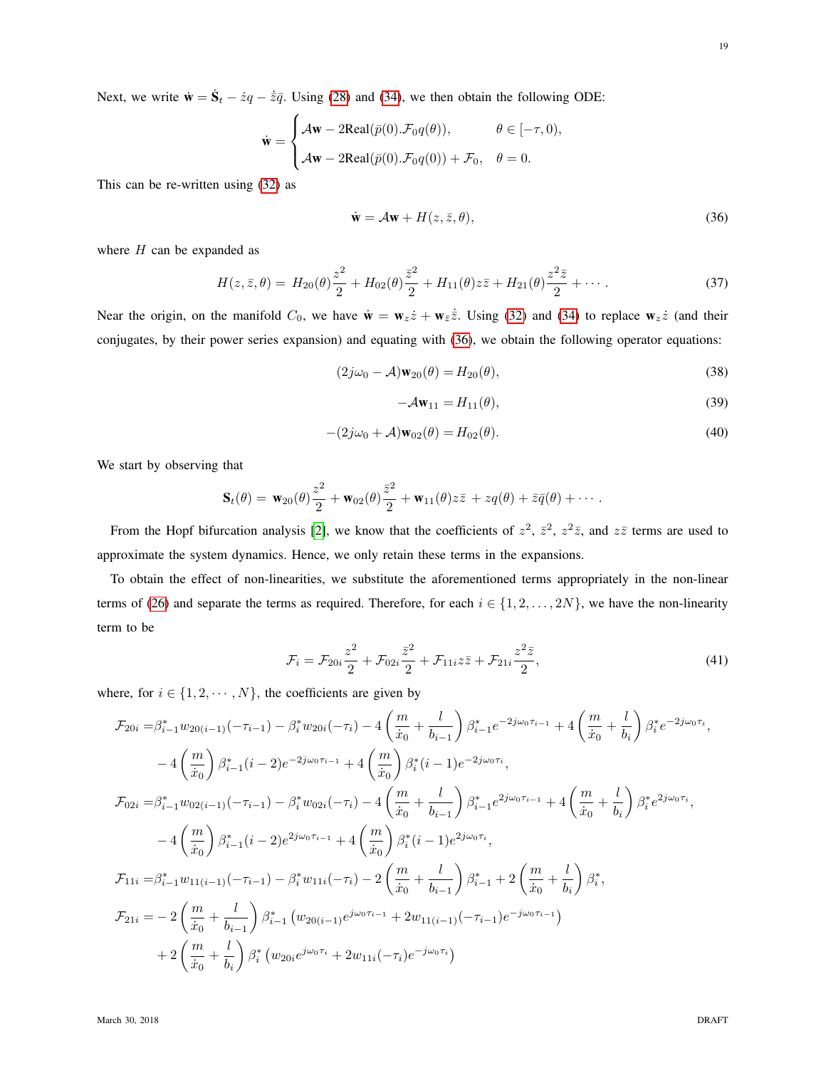Next, we write $\dot{\mathbf{w}} = \dot{\mathbf{S}}_t - \dot{z}q - \dot{\bar{z}}\bar{q}$. Using (28) and (34), we then obtain the following ODE:

$$\dot{\mathbf{w}} = \begin{cases} \mathcal{A}\mathbf{w} - 2\text{Real}(\bar{p}(0).\mathcal{F}_0 q(\theta)), & \theta \in [-\tau, 0), \\ \mathcal{A}\mathbf{w} - 2\text{Real}(\bar{p}(0).\mathcal{F}_0 q(0)) + \mathcal{F}_0, & \theta = 0. \end{cases}$$

This can be re-written using (32) as

$$\dot{\mathbf{w}} = \mathcal{A}\mathbf{w} + H(z, \bar{z}, \theta), \tag{36}$$

where $H$ can be expanded as

$$H(z, \bar{z}, \theta) = H_{20}(\theta)\frac{z^2}{2} + H_{02}(\theta)\frac{\bar{z}^2}{2} + H_{11}(\theta)z\bar{z} + H_{21}(\theta)\frac{z^2\bar{z}}{2} + \cdots. \tag{37}$$

Near the origin, on the manifold $C_0$, we have $\dot{\mathbf{w}} = \mathbf{w}_z\dot{z} + \mathbf{w}_{\bar{z}}\dot{\bar{z}}$. Using (32) and (34) to replace $\mathbf{w}_z\dot{z}$ (and their conjugates, by their power series expansion) and equating with (36), we obtain the following operator equations:

$$(2j\omega_0 - \mathcal{A})\mathbf{w}_{20}(\theta) = H_{20}(\theta), \tag{38}$$

$$-\mathcal{A}\mathbf{w}_{11} = H_{11}(\theta), \tag{39}$$

$$-(2j\omega_0 + \mathcal{A})\mathbf{w}_{02}(\theta) = H_{02}(\theta). \tag{40}$$

We start by observing that

$$\mathbf{S}_t(\theta) = \mathbf{w}_{20}(\theta)\frac{z^2}{2} + \mathbf{w}_{02}(\theta)\frac{\bar{z}^2}{2} + \mathbf{w}_{11}(\theta)z\bar{z} + zq(\theta) + \bar{z}\bar{q}(\theta) + \cdots.$$

From the Hopf bifurcation analysis [2], we know that the coefficients of $z^2$, $\bar{z}^2$, $z^2\bar{z}$, and $z\bar{z}$ terms are used to approximate the system dynamics. Hence, we only retain these terms in the expansions.

To obtain the effect of non-linearities, we substitute the aforementioned terms appropriately in the non-linear terms of (26) and separate the terms as required. Therefore, for each $i \in \{1, 2, \ldots, 2N\}$, we have the non-linearity term to be

$$\mathcal{F}_i = \mathcal{F}_{20i}\frac{z^2}{2} + \mathcal{F}_{02i}\frac{\bar{z}^2}{2} + \mathcal{F}_{11i}z\bar{z} + \mathcal{F}_{21i}\frac{z^2\bar{z}}{2}, \tag{41}$$

where, for $i \in \{1, 2, \cdots, N\}$, the coefficients are given by

$$\begin{aligned}
\mathcal{F}_{20i} =& \beta^*_{i-1}w_{20(i-1)}(-\tau_{i-1}) - \beta^*_i w_{20i}(-\tau_i) - 4\left(\frac{m}{\dot{x}_0} + \frac{l}{b_{i-1}}\right)\beta^*_{i-1}e^{-2j\omega_0\tau_{i-1}} + 4\left(\frac{m}{\dot{x}_0} + \frac{l}{b_i}\right)\beta^*_i e^{-2j\omega_0\tau_i}, \\
& - 4\left(\frac{m}{\dot{x}_0}\right)\beta^*_{i-1}(i-2)e^{-2j\omega_0\tau_{i-1}} + 4\left(\frac{m}{\dot{x}_0}\right)\beta^*_i(i-1)e^{-2j\omega_0\tau_i}, \\
\mathcal{F}_{02i} =& \beta^*_{i-1}w_{02(i-1)}(-\tau_{i-1}) - \beta^*_i w_{02i}(-\tau_i) - 4\left(\frac{m}{\dot{x}_0} + \frac{l}{b_{i-1}}\right)\beta^*_{i-1}e^{2j\omega_0\tau_{i-1}} + 4\left(\frac{m}{\dot{x}_0} + \frac{l}{b_i}\right)\beta^*_i e^{2j\omega_0\tau_i}, \\
& - 4\left(\frac{m}{\dot{x}_0}\right)\beta^*_{i-1}(i-2)e^{2j\omega_0\tau_{i-1}} + 4\left(\frac{m}{\dot{x}_0}\right)\beta^*_i(i-1)e^{2j\omega_0\tau_i}, \\
\mathcal{F}_{11i} =& \beta^*_{i-1}w_{11(i-1)}(-\tau_{i-1}) - \beta^*_i w_{11i}(-\tau_i) - 2\left(\frac{m}{\dot{x}_0} + \frac{l}{b_{i-1}}\right)\beta^*_{i-1} + 2\left(\frac{m}{\dot{x}_0} + \frac{l}{b_i}\right)\beta^*_i, \\
\mathcal{F}_{21i} =& -2\left(\frac{m}{\dot{x}_0} + \frac{l}{b_{i-1}}\right)\beta^*_{i-1}\left(w_{20(i-1)}e^{j\omega_0\tau_{i-1}} + 2w_{11(i-1)}(-\tau_{i-1})e^{-j\omega_0\tau_{i-1}}\right) \\
& + 2\left(\frac{m}{\dot{x}_0} + \frac{l}{b_i}\right)\beta^*_i\left(w_{20i}e^{j\omega_0\tau_i} + 2w_{11i}(-\tau_i)e^{-j\omega_0\tau_i}\right)
\end{aligned}$$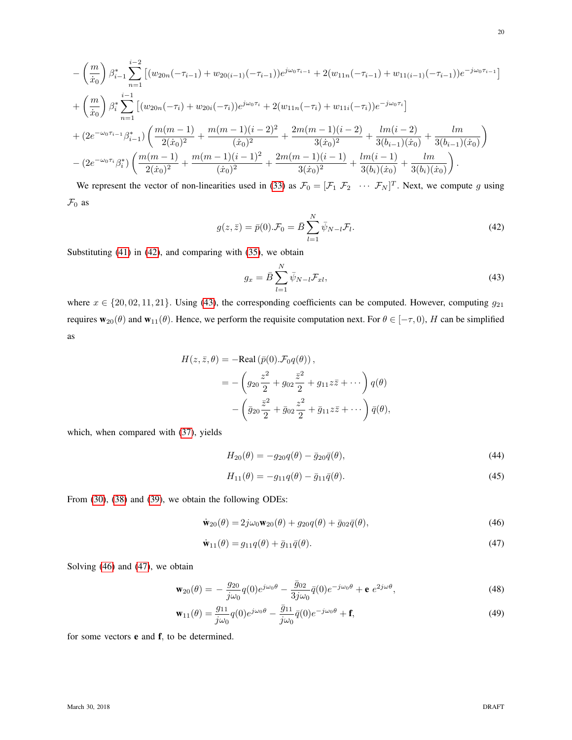$$
\begin{aligned}
&- \left(\frac{m}{\dot{x}_0}\right) \beta_{i-1}^* \sum_{n=1}^{i-2} \left[ (w_{20n}(-\tau_{i-1}) + w_{20(i-1)}(-\tau_{i-1})) e^{j\omega_0 \tau_{i-1}} + 2(w_{11n}(-\tau_{i-1}) + w_{11(i-1)}(-\tau_{i-1})) e^{-j\omega_0 \tau_{i-1}} \right] \\
&+ \left(\frac{m}{\dot{x}_0}\right) \beta_{i}^* \sum_{n=1}^{i-1} \left[ (w_{20n}(-\tau_{i}) + w_{20i}(-\tau_{i})) e^{j\omega_0 \tau_{i}} + 2(w_{11n}(-\tau_{i}) + w_{11i}(-\tau_{i})) e^{-j\omega_0 \tau_{i}} \right] \\
&+ (2e^{-\omega_0 \tau_{i-1}} \beta_{i-1}^*) \left( \frac{m(m-1)}{2(\dot{x}_0)^2} + \frac{m(m-1)(i-2)^2}{(\dot{x}_0)^2} + \frac{2m(m-1)(i-2)}{3(\dot{x}_0)^2} + \frac{lm(i-2)}{3(b_{i-1})(\dot{x}_0)} + \frac{lm}{3(b_{i-1})(\dot{x}_0)} \right) \\
&- (2e^{-\omega_0 \tau_{i}} \beta_{i}^*) \left( \frac{m(m-1)}{2(\dot{x}_0)^2} + \frac{m(m-1)(i-1)^2}{(\dot{x}_0)^2} + \frac{2m(m-1)(i-1)}{3(\dot{x}_0)^2} + \frac{lm(i-1)}{3(b_{i})(\dot{x}_0)} + \frac{lm}{3(b_{i})(\dot{x}_0)} \right).
\end{aligned}
$$

We represent the vector of non-linearities used in (33) as $\mathcal{F}_0 = [\mathcal{F}_1 \ \mathcal{F}_2 \ \cdots \ \mathcal{F}_N]^T$. Next, we compute $g$ using $\mathcal{F}_0$ as

$$
g(z, \bar{z}) = \bar{p}(0).\mathcal{F}_0 = \bar{B} \sum_{l=1}^{N} \bar{\psi}_{N-l} \mathcal{F}_l. \tag{42}
$$

Substituting (41) in (42), and comparing with (35), we obtain

$$
g_x = \bar{B} \sum_{l=1}^{N} \bar{\psi}_{N-l} \mathcal{F}_{xl}, \tag{43}
$$

where $x \in \{20, 02, 11, 21\}$. Using (43), the corresponding coefficients can be computed. However, computing $g_{21}$ requires $\mathbf{w}_{20}(\theta)$ and $\mathbf{w}_{11}(\theta)$. Hence, we perform the requisite computation next. For $\theta \in [-\tau, 0)$, $H$ can be simplified as

$$
\begin{aligned}
H(z, \bar{z}, \theta) &= -\text{Real}\left(\bar{p}(0).\mathcal{F}_0 q(\theta)\right), \\
&= -\left( g_{20}\frac{z^2}{2} + g_{02}\frac{\bar{z}^2}{2} + g_{11} z\bar{z} + \cdots \right) q(\theta) \\
&\quad - \left( \bar{g}_{20}\frac{\bar{z}^2}{2} + \bar{g}_{02}\frac{z^2}{2} + \bar{g}_{11} z\bar{z} + \cdots \right) \bar{q}(\theta),
\end{aligned}
$$

which, when compared with (37), yields

$$
H_{20}(\theta) = -g_{20} q(\theta) - \bar{g}_{20} \bar{q}(\theta), \tag{44}
$$

$$
H_{11}(\theta) = -g_{11} q(\theta) - \bar{g}_{11} \bar{q}(\theta). \tag{45}
$$

From (30), (38) and (39), we obtain the following ODEs:

$$
\dot{\mathbf{w}}_{20}(\theta) = 2j\omega_0 \mathbf{w}_{20}(\theta) + g_{20} q(\theta) + \bar{g}_{02} \bar{q}(\theta), \tag{46}
$$

$$
\dot{\mathbf{w}}_{11}(\theta) = g_{11} q(\theta) + \bar{g}_{11} \bar{q}(\theta). \tag{47}
$$

Solving (46) and (47), we obtain

$$
\mathbf{w}_{20}(\theta) = -\frac{g_{20}}{j\omega_0} q(0) e^{j\omega_0 \theta} - \frac{\bar{g}_{02}}{3j\omega_0} \bar{q}(0) e^{-j\omega_0 \theta} + \mathbf{e}\ e^{2j\omega\theta}, \tag{48}
$$

$$
\mathbf{w}_{11}(\theta) = \frac{g_{11}}{j\omega_0} q(0) e^{j\omega_0 \theta} - \frac{\bar{g}_{11}}{j\omega_0} \bar{q}(0) e^{-j\omega_0 \theta} + \mathbf{f}, \tag{49}
$$

for some vectors $\mathbf{e}$ and $\mathbf{f}$, to be determined.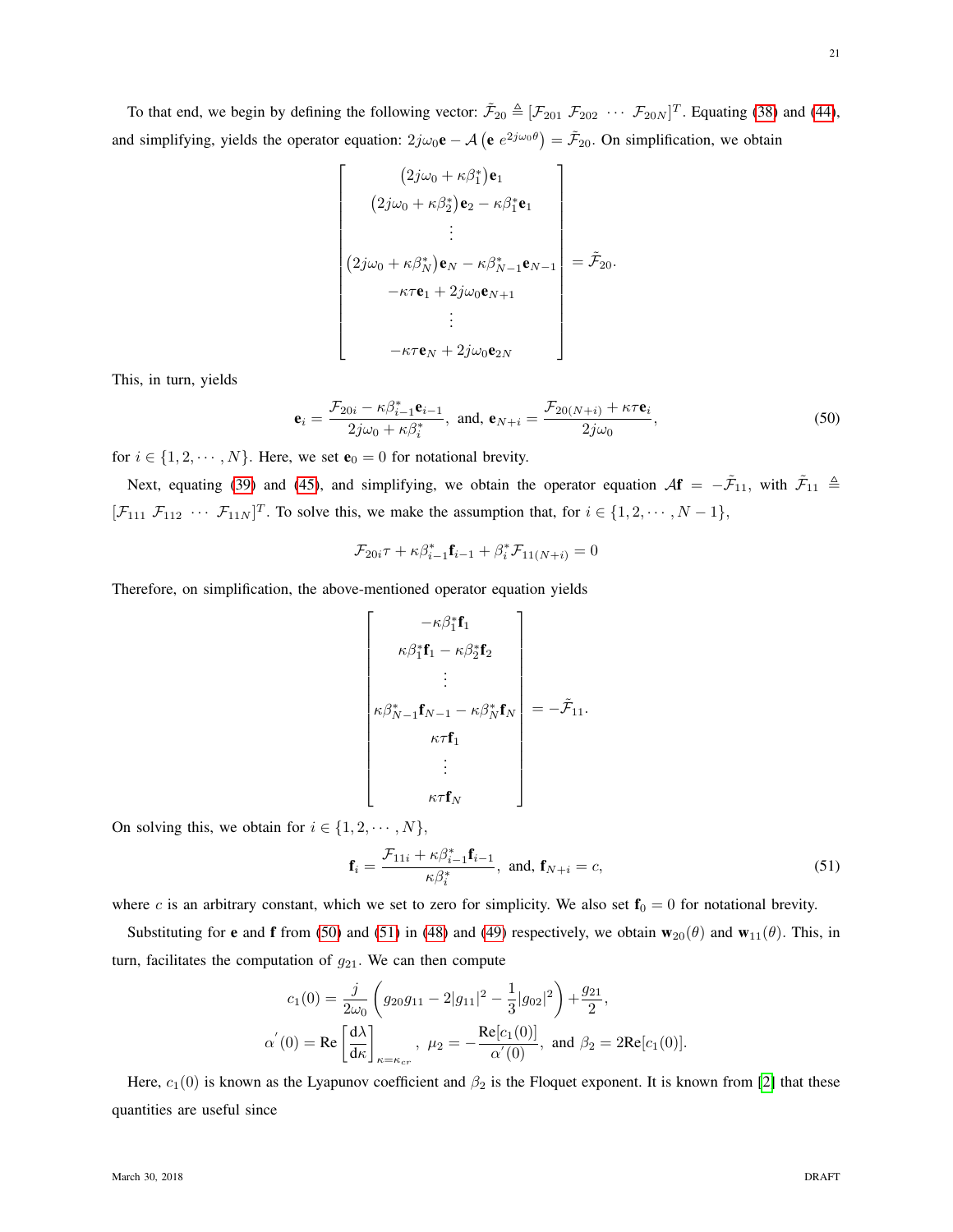To that end, we begin by defining the following vector: $\tilde{\mathcal{F}}_{20} \triangleq [\mathcal{F}_{201} \ \mathcal{F}_{202} \ \cdots \ \mathcal{F}_{20N}]^T$. Equating (38) and (44), and simplifying, yields the operator equation: $2j\omega_0 \mathbf{e} - \mathcal{A}\left(\mathbf{e} \ e^{2j\omega_0\theta}\right) = \tilde{\mathcal{F}}_{20}$. On simplification, we obtain

$$
\begin{bmatrix}
\left(2j\omega_0 + \kappa\beta_1^*\right)\mathbf{e}_1 \\
\left(2j\omega_0 + \kappa\beta_2^*\right)\mathbf{e}_2 - \kappa\beta_1^*\mathbf{e}_1 \\
\vdots \\
\left(2j\omega_0 + \kappa\beta_N^*\right)\mathbf{e}_N - \kappa\beta_{N-1}^*\mathbf{e}_{N-1} \\
-\kappa\tau\mathbf{e}_1 + 2j\omega_0\mathbf{e}_{N+1} \\
\vdots \\
-\kappa\tau\mathbf{e}_N + 2j\omega_0\mathbf{e}_{2N}
\end{bmatrix} = \tilde{\mathcal{F}}_{20}.
$$

This, in turn, yields

$$
\mathbf{e}_i = \frac{\mathcal{F}_{20i} - \kappa\beta_{i-1}^*\mathbf{e}_{i-1}}{2j\omega_0 + \kappa\beta_i^*}, \text{ and, } \mathbf{e}_{N+i} = \frac{\mathcal{F}_{20(N+i)} + \kappa\tau\mathbf{e}_i}{2j\omega_0}, \tag{50}
$$

for $i \in \{1, 2, \cdots, N\}$. Here, we set $\mathbf{e}_0 = 0$ for notational brevity.

Next, equating (39) and (45), and simplifying, we obtain the operator equation $\mathcal{A}\mathbf{f} = -\tilde{\mathcal{F}}_{11}$, with $\tilde{\mathcal{F}}_{11} \triangleq [\mathcal{F}_{111} \ \mathcal{F}_{112} \ \cdots \ \mathcal{F}_{11N}]^T$. To solve this, we make the assumption that, for $i \in \{1, 2, \cdots, N-1\}$,

$$
\mathcal{F}_{20i}\tau + \kappa\beta_{i-1}^*\mathbf{f}_{i-1} + \beta_i^*\mathcal{F}_{11(N+i)} = 0
$$

Therefore, on simplification, the above-mentioned operator equation yields

$$
\begin{bmatrix}
-\kappa\beta_1^*\mathbf{f}_1 \\
\kappa\beta_1^*\mathbf{f}_1 - \kappa\beta_2^*\mathbf{f}_2 \\
\vdots \\
\kappa\beta_{N-1}^*\mathbf{f}_{N-1} - \kappa\beta_N^*\mathbf{f}_N \\
\kappa\tau\mathbf{f}_1 \\
\vdots \\
\kappa\tau\mathbf{f}_N
\end{bmatrix} = -\tilde{\mathcal{F}}_{11}.
$$

On solving this, we obtain for $i \in \{1, 2, \cdots, N\}$,

$$
\mathbf{f}_i = \frac{\mathcal{F}_{11i} + \kappa\beta_{i-1}^*\mathbf{f}_{i-1}}{\kappa\beta_i^*}, \text{ and, } \mathbf{f}_{N+i} = c, \tag{51}
$$

where $c$ is an arbitrary constant, which we set to zero for simplicity. We also set $\mathbf{f}_0 = 0$ for notational brevity.

Substituting for $\mathbf{e}$ and $\mathbf{f}$ from (50) and (51) in (48) and (49) respectively, we obtain $\mathbf{w}_{20}(\theta)$ and $\mathbf{w}_{11}(\theta)$. This, in turn, facilitates the computation of $g_{21}$. We can then compute

$$
c_1(0) = \frac{j}{2\omega_0}\left(g_{20}g_{11} - 2|g_{11}|^2 - \frac{1}{3}|g_{02}|^2\right) + \frac{g_{21}}{2},
$$

$$
\alpha'(0) = \text{Re}\left[\frac{\mathrm{d}\lambda}{\mathrm{d}\kappa}\right]_{\kappa=\kappa_{cr}}, \ \mu_2 = -\frac{\text{Re}[c_1(0)]}{\alpha'(0)}, \text{ and } \beta_2 = 2\text{Re}[c_1(0)].
$$

Here, $c_1(0)$ is known as the Lyapunov coefficient and $\beta_2$ is the Floquet exponent. It is known from [2] that these quantities are useful since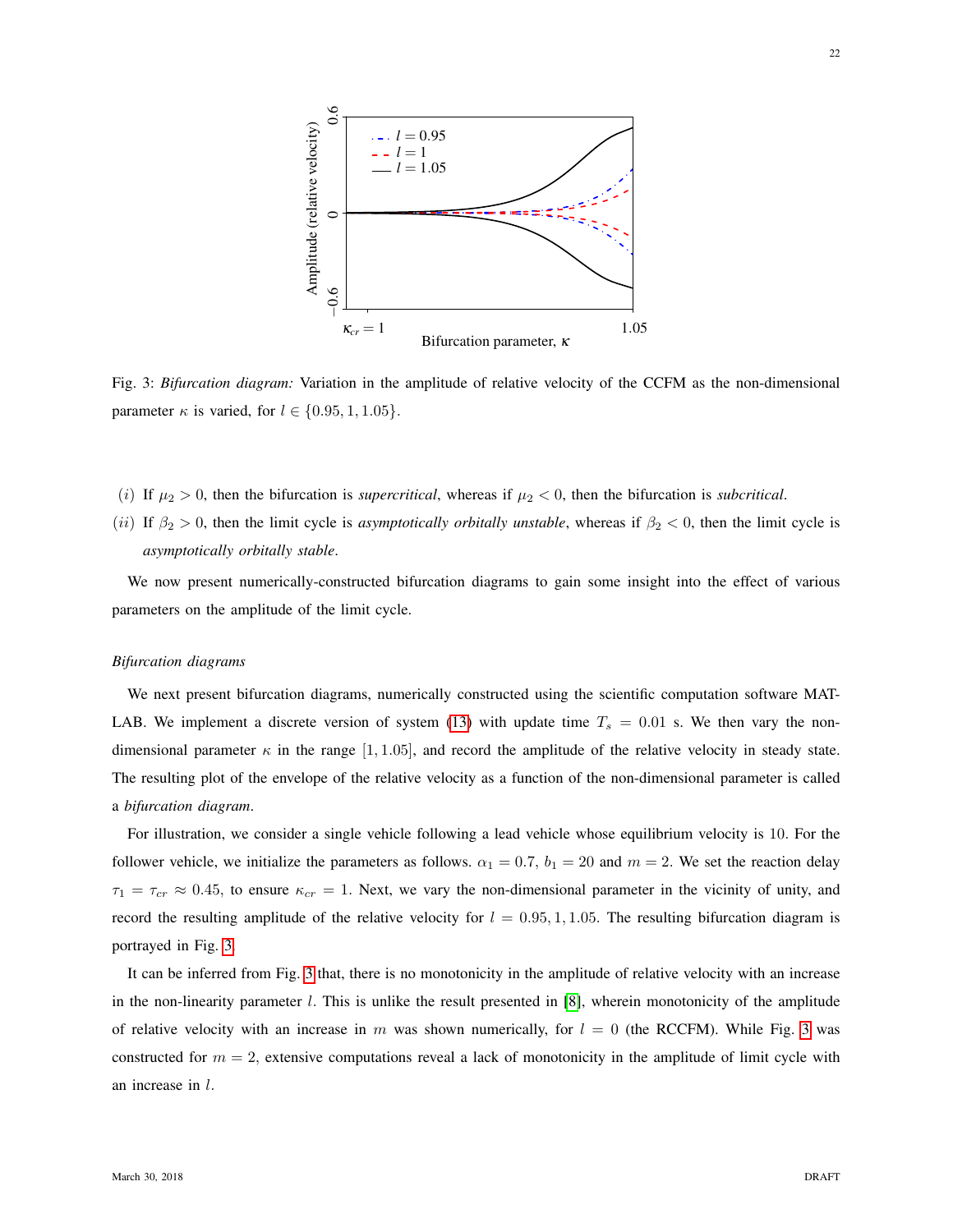Fig. 3: *Bifurcation diagram:* Variation in the amplitude of relative velocity of the CCFM as the non-dimensional parameter $\kappa$ is varied, for $l \in \{0.95, 1, 1.05\}$.

$(i)$ If $\mu_2 > 0$, then the bifurcation is *supercritical*, whereas if $\mu_2 < 0$, then the bifurcation is *subcritical*.

$(ii)$ If $\beta_2 > 0$, then the limit cycle is *asymptotically orbitally unstable*, whereas if $\beta_2 < 0$, then the limit cycle is *asymptotically orbitally stable*.

We now present numerically-constructed bifurcation diagrams to gain some insight into the effect of various parameters on the amplitude of the limit cycle.

*Bifurcation diagrams*

We next present bifurcation diagrams, numerically constructed using the scientific computation software MATLAB. We implement a discrete version of system (13) with update time $T_s = 0.01$ s. We then vary the non-dimensional parameter $\kappa$ in the range $[1, 1.05]$, and record the amplitude of the relative velocity in steady state. The resulting plot of the envelope of the relative velocity as a function of the non-dimensional parameter is called a *bifurcation diagram*.

For illustration, we consider a single vehicle following a lead vehicle whose equilibrium velocity is 10. For the follower vehicle, we initialize the parameters as follows. $\alpha_1 = 0.7$, $b_1 = 20$ and $m = 2$. We set the reaction delay $\tau_1 = \tau_{cr} \approx 0.45$, to ensure $\kappa_{cr} = 1$. Next, we vary the non-dimensional parameter in the vicinity of unity, and record the resulting amplitude of the relative velocity for $l = 0.95, 1, 1.05$. The resulting bifurcation diagram is portrayed in Fig. 3.

It can be inferred from Fig. 3 that, there is no monotonicity in the amplitude of relative velocity with an increase in the non-linearity parameter $l$. This is unlike the result presented in [8], wherein monotonicity of the amplitude of relative velocity with an increase in $m$ was shown numerically, for $l = 0$ (the RCCFM). While Fig. 3 was constructed for $m = 2$, extensive computations reveal a lack of monotonicity in the amplitude of limit cycle with an increase in $l$.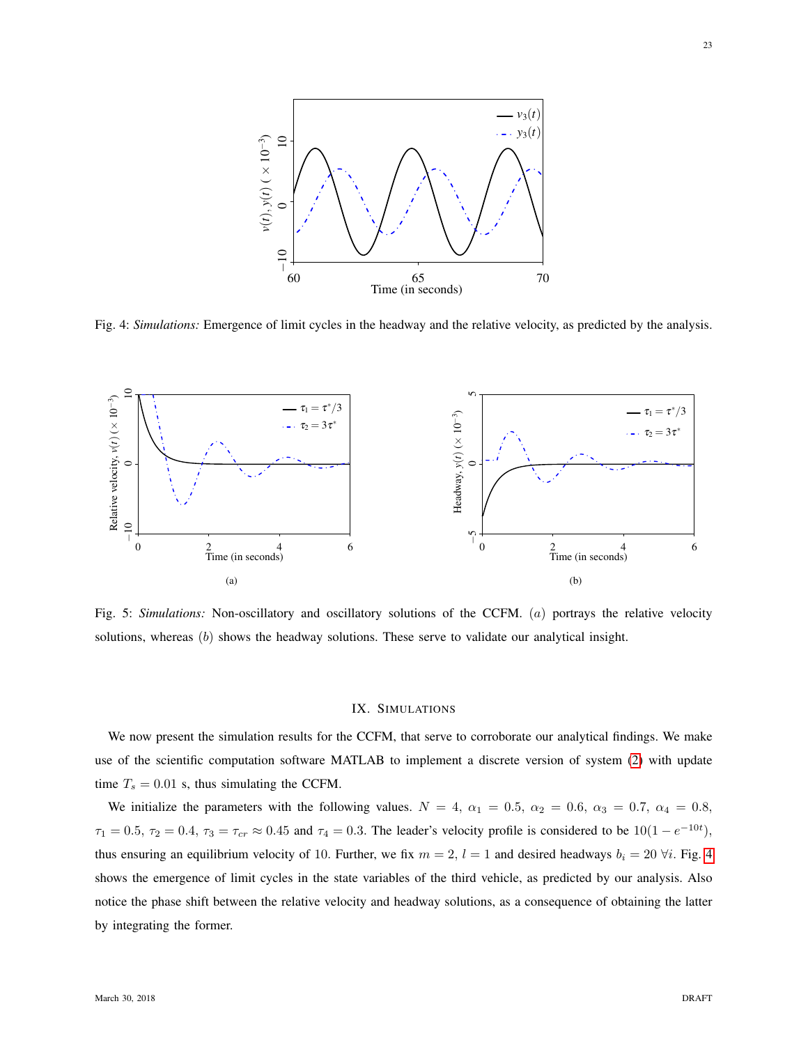Fig. 4: *Simulations:* Emergence of limit cycles in the headway and the relative velocity, as predicted by the analysis.

(a)

(b)

Fig. 5: *Simulations:* Non-oscillatory and oscillatory solutions of the CCFM. $(a)$ portrays the relative velocity solutions, whereas $(b)$ shows the headway solutions. These serve to validate our analytical insight.

## IX. Simulations

We now present the simulation results for the CCFM, that serve to corroborate our analytical findings. We make use of the scientific computation software MATLAB to implement a discrete version of system (2) with update time $T_s = 0.01$ s, thus simulating the CCFM.

We initialize the parameters with the following values. $N = 4$, $\alpha_1 = 0.5$, $\alpha_2 = 0.6$, $\alpha_3 = 0.7$, $\alpha_4 = 0.8$, $\tau_1 = 0.5$, $\tau_2 = 0.4$, $\tau_3 = \tau_{cr} \approx 0.45$ and $\tau_4 = 0.3$. The leader's velocity profile is considered to be $10(1 - e^{-10t})$, thus ensuring an equilibrium velocity of 10. Further, we fix $m = 2$, $l = 1$ and desired headways $b_i = 20\ \forall i$. Fig. 4 shows the emergence of limit cycles in the state variables of the third vehicle, as predicted by our analysis. Also notice the phase shift between the relative velocity and headway solutions, as a consequence of obtaining the latter by integrating the former.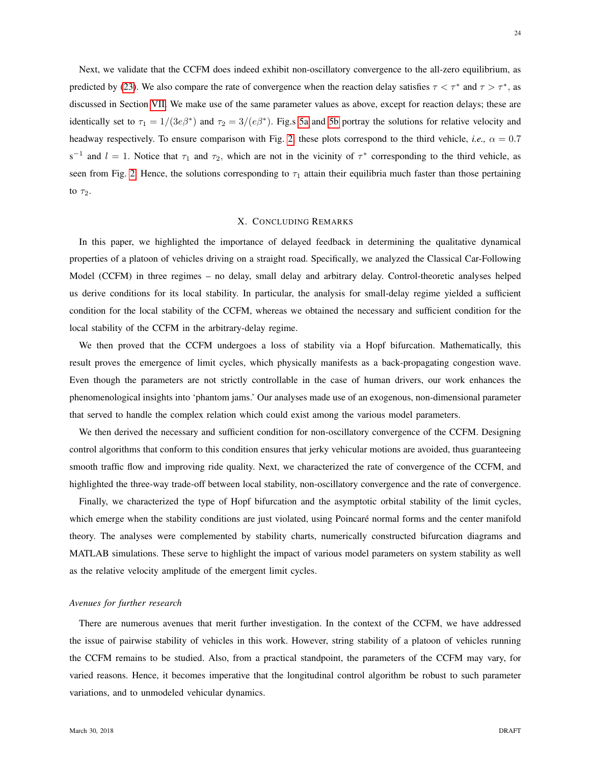Next, we validate that the CCFM does indeed exhibit non-oscillatory convergence to the all-zero equilibrium, as predicted by (23). We also compare the rate of convergence when the reaction delay satisfies $\tau < \tau^*$ and $\tau > \tau^*$, as discussed in Section VII. We make use of the same parameter values as above, except for reaction delays; these are identically set to $\tau_1 = 1/(3e\beta^*)$ and $\tau_2 = 3/(e\beta^*)$. Fig.s 5a and 5b portray the solutions for relative velocity and headway respectively. To ensure comparison with Fig. 2, these plots correspond to the third vehicle, *i.e.,* $\alpha = 0.7$ $\text{s}^{-1}$ and $l = 1$. Notice that $\tau_1$ and $\tau_2$, which are not in the vicinity of $\tau^*$ corresponding to the third vehicle, as seen from Fig. 2. Hence, the solutions corresponding to $\tau_1$ attain their equilibria much faster than those pertaining to $\tau_2$.

## X. Concluding Remarks

In this paper, we highlighted the importance of delayed feedback in determining the qualitative dynamical properties of a platoon of vehicles driving on a straight road. Specifically, we analyzed the Classical Car-Following Model (CCFM) in three regimes – no delay, small delay and arbitrary delay. Control-theoretic analyses helped us derive conditions for its local stability. In particular, the analysis for small-delay regime yielded a sufficient condition for the local stability of the CCFM, whereas we obtained the necessary and sufficient condition for the local stability of the CCFM in the arbitrary-delay regime.

We then proved that the CCFM undergoes a loss of stability via a Hopf bifurcation. Mathematically, this result proves the emergence of limit cycles, which physically manifests as a back-propagating congestion wave. Even though the parameters are not strictly controllable in the case of human drivers, our work enhances the phenomenological insights into 'phantom jams.' Our analyses made use of an exogenous, non-dimensional parameter that served to handle the complex relation which could exist among the various model parameters.

We then derived the necessary and sufficient condition for non-oscillatory convergence of the CCFM. Designing control algorithms that conform to this condition ensures that jerky vehicular motions are avoided, thus guaranteeing smooth traffic flow and improving ride quality. Next, we characterized the rate of convergence of the CCFM, and highlighted the three-way trade-off between local stability, non-oscillatory convergence and the rate of convergence.

Finally, we characterized the type of Hopf bifurcation and the asymptotic orbital stability of the limit cycles, which emerge when the stability conditions are just violated, using Poincaré normal forms and the center manifold theory. The analyses were complemented by stability charts, numerically constructed bifurcation diagrams and MATLAB simulations. These serve to highlight the impact of various model parameters on system stability as well as the relative velocity amplitude of the emergent limit cycles.

### *Avenues for further research*

There are numerous avenues that merit further investigation. In the context of the CCFM, we have addressed the issue of pairwise stability of vehicles in this work. However, string stability of a platoon of vehicles running the CCFM remains to be studied. Also, from a practical standpoint, the parameters of the CCFM may vary, for varied reasons. Hence, it becomes imperative that the longitudinal control algorithm be robust to such parameter variations, and to unmodeled vehicular dynamics.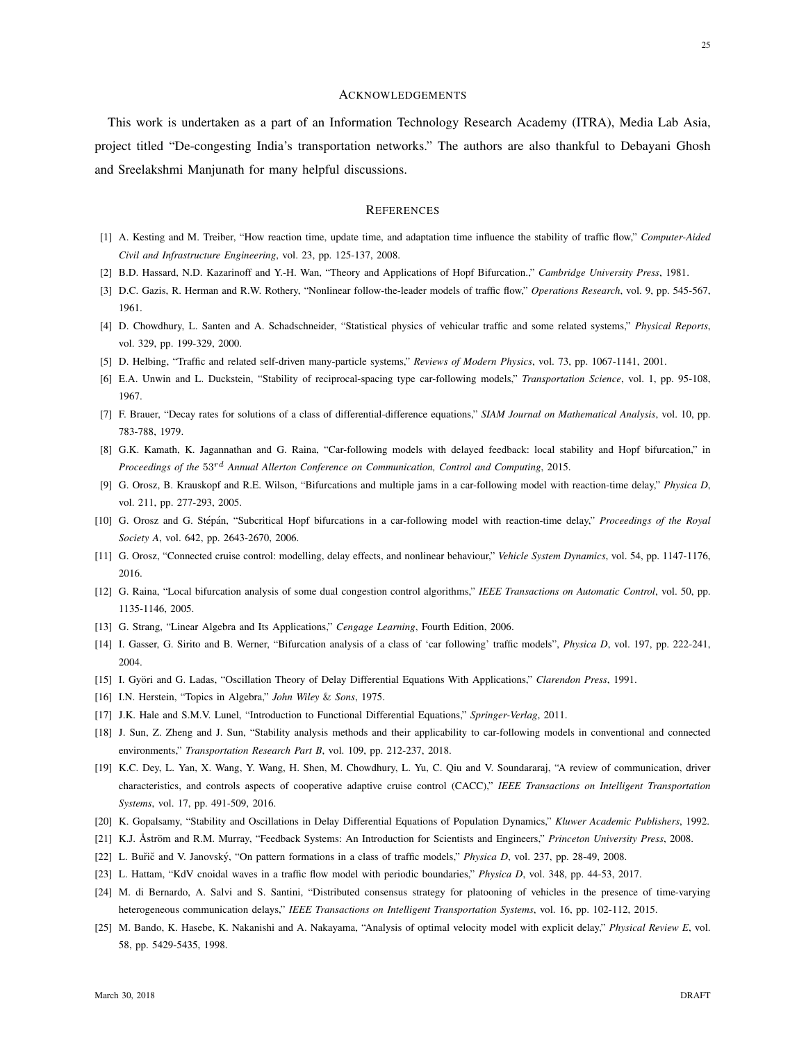## Acknowledgements

This work is undertaken as a part of an Information Technology Research Academy (ITRA), Media Lab Asia, project titled "De-congesting India's transportation networks." The authors are also thankful to Debayani Ghosh and Sreelakshmi Manjunath for many helpful discussions.

## References

[1] A. Kesting and M. Treiber, "How reaction time, update time, and adaptation time influence the stability of traffic flow," *Computer-Aided Civil and Infrastructure Engineering*, vol. 23, pp. 125-137, 2008.

[2] B.D. Hassard, N.D. Kazarinoff and Y.-H. Wan, "Theory and Applications of Hopf Bifurcation.," *Cambridge University Press*, 1981.

[3] D.C. Gazis, R. Herman and R.W. Rothery, "Nonlinear follow-the-leader models of traffic flow," *Operations Research*, vol. 9, pp. 545-567, 1961.

[4] D. Chowdhury, L. Santen and A. Schadschneider, "Statistical physics of vehicular traffic and some related systems," *Physical Reports*, vol. 329, pp. 199-329, 2000.

[5] D. Helbing, "Traffic and related self-driven many-particle systems," *Reviews of Modern Physics*, vol. 73, pp. 1067-1141, 2001.

[6] E.A. Unwin and L. Duckstein, "Stability of reciprocal-spacing type car-following models," *Transportation Science*, vol. 1, pp. 95-108, 1967.

[7] F. Brauer, "Decay rates for solutions of a class of differential-difference equations," *SIAM Journal on Mathematical Analysis*, vol. 10, pp. 783-788, 1979.

[8] G.K. Kamath, K. Jagannathan and G. Raina, "Car-following models with delayed feedback: local stability and Hopf bifurcation," in *Proceedings of the* $53^{rd}$ *Annual Allerton Conference on Communication, Control and Computing*, 2015.

[9] G. Orosz, B. Krauskopf and R.E. Wilson, "Bifurcations and multiple jams in a car-following model with reaction-time delay," *Physica D*, vol. 211, pp. 277-293, 2005.

[10] G. Orosz and G. Stépán, "Subcritical Hopf bifurcations in a car-following model with reaction-time delay," *Proceedings of the Royal Society A*, vol. 642, pp. 2643-2670, 2006.

[11] G. Orosz, "Connected cruise control: modelling, delay effects, and nonlinear behaviour," *Vehicle System Dynamics*, vol. 54, pp. 1147-1176, 2016.

[12] G. Raina, "Local bifurcation analysis of some dual congestion control algorithms," *IEEE Transactions on Automatic Control*, vol. 50, pp. 1135-1146, 2005.

[13] G. Strang, "Linear Algebra and Its Applications," *Cengage Learning*, Fourth Edition, 2006.

[14] I. Gasser, G. Sirito and B. Werner, "Bifurcation analysis of a class of 'car following' traffic models", *Physica D*, vol. 197, pp. 222-241, 2004.

[15] I. Györi and G. Ladas, "Oscillation Theory of Delay Differential Equations With Applications," *Clarendon Press*, 1991.

[16] I.N. Herstein, "Topics in Algebra," *John Wiley & Sons*, 1975.

[17] J.K. Hale and S.M.V. Lunel, "Introduction to Functional Differential Equations," *Springer-Verlag*, 2011.

[18] J. Sun, Z. Zheng and J. Sun, "Stability analysis methods and their applicability to car-following models in conventional and connected environments," *Transportation Research Part B*, vol. 109, pp. 212-237, 2018.

[19] K.C. Dey, L. Yan, X. Wang, Y. Wang, H. Shen, M. Chowdhury, L. Yu, C. Qiu and V. Soundararaj, "A review of communication, driver characteristics, and controls aspects of cooperative adaptive cruise control (CACC)," *IEEE Transactions on Intelligent Transportation Systems*, vol. 17, pp. 491-509, 2016.

[20] K. Gopalsamy, "Stability and Oscillations in Delay Differential Equations of Population Dynamics," *Kluwer Academic Publishers*, 1992.

[21] K.J. Åström and R.M. Murray, "Feedback Systems: An Introduction for Scientists and Engineers," *Princeton University Press*, 2008.

[22] L. Buřič and V. Janovský, "On pattern formations in a class of traffic models," *Physica D*, vol. 237, pp. 28-49, 2008.

[23] L. Hattam, "KdV cnoidal waves in a traffic flow model with periodic boundaries," *Physica D*, vol. 348, pp. 44-53, 2017.

[24] M. di Bernardo, A. Salvi and S. Santini, "Distributed consensus strategy for platooning of vehicles in the presence of time-varying heterogeneous communication delays," *IEEE Transactions on Intelligent Transportation Systems*, vol. 16, pp. 102-112, 2015.

[25] M. Bando, K. Hasebe, K. Nakanishi and A. Nakayama, "Analysis of optimal velocity model with explicit delay," *Physical Review E*, vol. 58, pp. 5429-5435, 1998.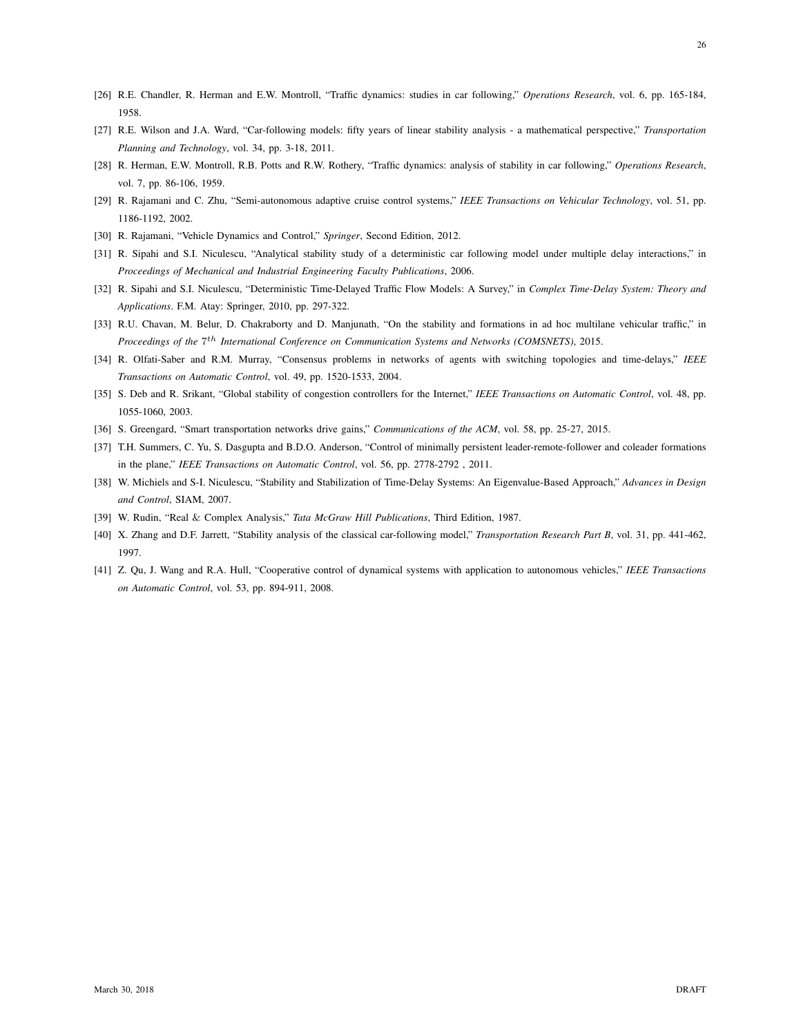[26] R.E. Chandler, R. Herman and E.W. Montroll, “Traffic dynamics: studies in car following,” *Operations Research*, vol. 6, pp. 165-184, 1958.

[27] R.E. Wilson and J.A. Ward, “Car-following models: fifty years of linear stability analysis - a mathematical perspective,” *Transportation Planning and Technology*, vol. 34, pp. 3-18, 2011.

[28] R. Herman, E.W. Montroll, R.B. Potts and R.W. Rothery, “Traffic dynamics: analysis of stability in car following,” *Operations Research*, vol. 7, pp. 86-106, 1959.

[29] R. Rajamani and C. Zhu, “Semi-autonomous adaptive cruise control systems,” *IEEE Transactions on Vehicular Technology*, vol. 51, pp. 1186-1192, 2002.

[30] R. Rajamani, “Vehicle Dynamics and Control,” *Springer*, Second Edition, 2012.

[31] R. Sipahi and S.I. Niculescu, “Analytical stability study of a deterministic car following model under multiple delay interactions,” in *Proceedings of Mechanical and Industrial Engineering Faculty Publications*, 2006.

[32] R. Sipahi and S.I. Niculescu, “Deterministic Time-Delayed Traffic Flow Models: A Survey,” in *Complex Time-Delay System: Theory and Applications*. F.M. Atay: Springer, 2010, pp. 297-322.

[33] R.U. Chavan, M. Belur, D. Chakraborty and D. Manjunath, “On the stability and formations in ad hoc multilane vehicular traffic,” in *Proceedings of the $7^{th}$ International Conference on Communication Systems and Networks (COMSNETS)*, 2015.

[34] R. Olfati-Saber and R.M. Murray, “Consensus problems in networks of agents with switching topologies and time-delays,” *IEEE Transactions on Automatic Control*, vol. 49, pp. 1520-1533, 2004.

[35] S. Deb and R. Srikant, “Global stability of congestion controllers for the Internet,” *IEEE Transactions on Automatic Control*, vol. 48, pp. 1055-1060, 2003.

[36] S. Greengard, “Smart transportation networks drive gains,” *Communications of the ACM*, vol. 58, pp. 25-27, 2015.

[37] T.H. Summers, C. Yu, S. Dasgupta and B.D.O. Anderson, “Control of minimally persistent leader-remote-follower and coleader formations in the plane,” *IEEE Transactions on Automatic Control*, vol. 56, pp. 2778-2792 , 2011.

[38] W. Michiels and S-I. Niculescu, “Stability and Stabilization of Time-Delay Systems: An Eigenvalue-Based Approach,” *Advances in Design and Control*, SIAM, 2007.

[39] W. Rudin, “Real & Complex Analysis,” *Tata McGraw Hill Publications*, Third Edition, 1987.

[40] X. Zhang and D.F. Jarrett, “Stability analysis of the classical car-following model,” *Transportation Research Part B*, vol. 31, pp. 441-462, 1997.

[41] Z. Qu, J. Wang and R.A. Hull, “Cooperative control of dynamical systems with application to autonomous vehicles,” *IEEE Transactions on Automatic Control*, vol. 53, pp. 894-911, 2008.